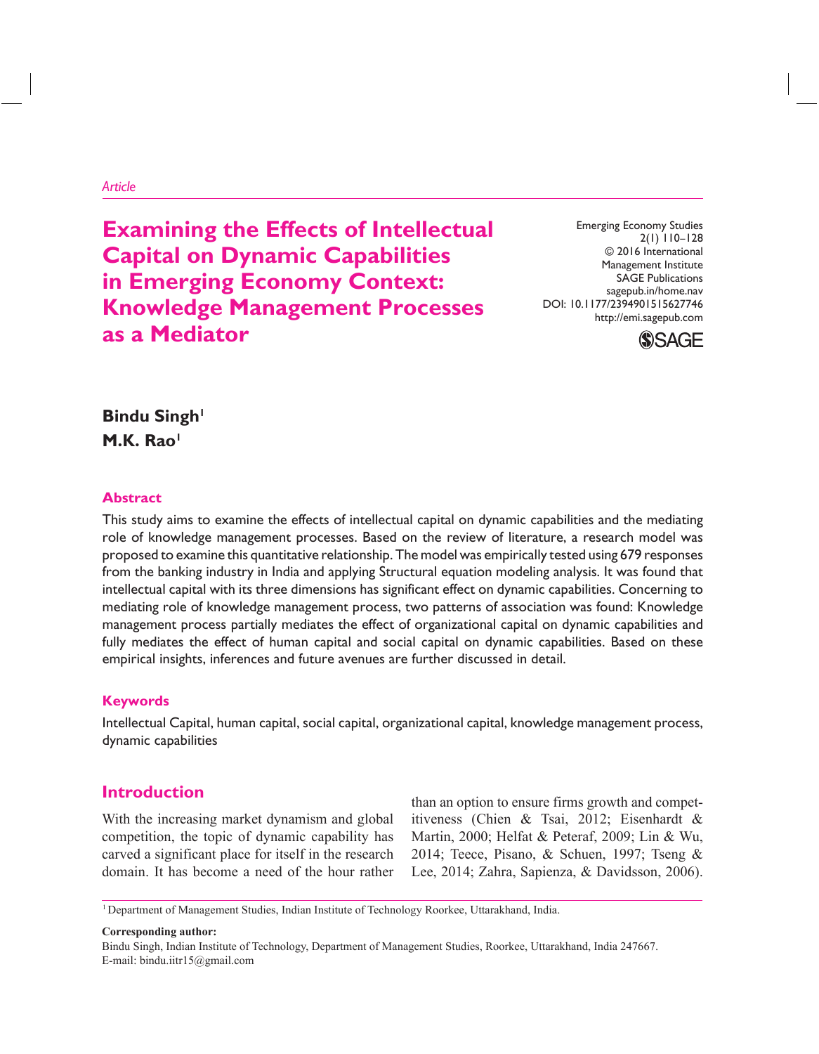*Article*

# Examining the Effects of Intellectual Capital on Dynamic Capabilities in Emerging Economy Context: Knowledge Management Processes as a Mediator

Emerging Economy Studies
2(1) 110–128
© 2016 International Management Institute
SAGE Publications
sagepub.in/home.nav
DOI: 10.1177/2394901515627746
http://emi.sagepub.com

**Bindu Singh**[1]
**M.K. Rao**[1]

## Abstract

This study aims to examine the effects of intellectual capital on dynamic capabilities and the mediating role of knowledge management processes. Based on the review of literature, a research model was proposed to examine this quantitative relationship. The model was empirically tested using 679 responses from the banking industry in India and applying Structural equation modeling analysis. It was found that intellectual capital with its three dimensions has significant effect on dynamic capabilities. Concerning to mediating role of knowledge management process, two patterns of association was found: Knowledge management process partially mediates the effect of organizational capital on dynamic capabilities and fully mediates the effect of human capital and social capital on dynamic capabilities. Based on these empirical insights, inferences and future avenues are further discussed in detail.

## Keywords

Intellectual Capital, human capital, social capital, organizational capital, knowledge management process, dynamic capabilities

## Introduction

With the increasing market dynamism and global competition, the topic of dynamic capability has carved a significant place for itself in the research domain. It has become a need of the hour rather than an option to ensure firms growth and competitiveness (Chien & Tsai, 2012; Eisenhardt & Martin, 2000; Helfat & Peteraf, 2009; Lin & Wu, 2014; Teece, Pisano, & Schuen, 1997; Tseng & Lee, 2014; Zahra, Sapienza, & Davidsson, 2006).

[1] Department of Management Studies, Indian Institute of Technology Roorkee, Uttarakhand, India.

**Corresponding author:**
Bindu Singh, Indian Institute of Technology, Department of Management Studies, Roorkee, Uttarakhand, India 247667.
E-mail: bindu.iitr15@gmail.com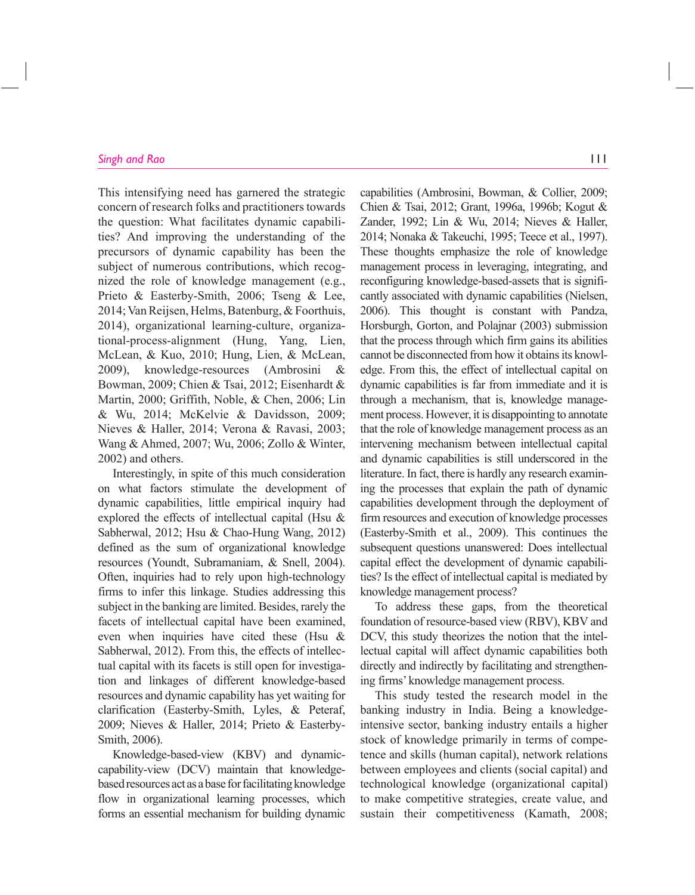This intensifying need has garnered the strategic concern of research folks and practitioners towards the question: What facilitates dynamic capabilities? And improving the understanding of the precursors of dynamic capability has been the subject of numerous contributions, which recognized the role of knowledge management (e.g., Prieto & Easterby-Smith, 2006; Tseng & Lee, 2014; Van Reijsen, Helms, Batenburg, & Foorthuis, 2014), organizational learning-culture, organizational-process-alignment (Hung, Yang, Lien, McLean, & Kuo, 2010; Hung, Lien, & McLean, 2009), knowledge-resources (Ambrosini & Bowman, 2009; Chien & Tsai, 2012; Eisenhardt & Martin, 2000; Griffith, Noble, & Chen, 2006; Lin & Wu, 2014; McKelvie & Davidsson, 2009; Nieves & Haller, 2014; Verona & Ravasi, 2003; Wang & Ahmed, 2007; Wu, 2006; Zollo & Winter, 2002) and others.

Interestingly, in spite of this much consideration on what factors stimulate the development of dynamic capabilities, little empirical inquiry had explored the effects of intellectual capital (Hsu & Sabherwal, 2012; Hsu & Chao-Hung Wang, 2012) defined as the sum of organizational knowledge resources (Youndt, Subramaniam, & Snell, 2004). Often, inquiries had to rely upon high-technology firms to infer this linkage. Studies addressing this subject in the banking are limited. Besides, rarely the facets of intellectual capital have been examined, even when inquiries have cited these (Hsu & Sabherwal, 2012). From this, the effects of intellectual capital with its facets is still open for investigation and linkages of different knowledge-based resources and dynamic capability has yet waiting for clarification (Easterby-Smith, Lyles, & Peteraf, 2009; Nieves & Haller, 2014; Prieto & Easterby-Smith, 2006).

Knowledge-based-view (KBV) and dynamic-capability-view (DCV) maintain that knowledge-based resources act as a base for facilitating knowledge flow in organizational learning processes, which forms an essential mechanism for building dynamic capabilities (Ambrosini, Bowman, & Collier, 2009; Chien & Tsai, 2012; Grant, 1996a, 1996b; Kogut & Zander, 1992; Lin & Wu, 2014; Nieves & Haller, 2014; Nonaka & Takeuchi, 1995; Teece et al., 1997). These thoughts emphasize the role of knowledge management process in leveraging, integrating, and reconfiguring knowledge-based-assets that is significantly associated with dynamic capabilities (Nielsen, 2006). This thought is constant with Pandza, Horsburgh, Gorton, and Polajnar (2003) submission that the process through which firm gains its abilities cannot be disconnected from how it obtains its knowledge. From this, the effect of intellectual capital on dynamic capabilities is far from immediate and it is through a mechanism, that is, knowledge management process. However, it is disappointing to annotate that the role of knowledge management process as an intervening mechanism between intellectual capital and dynamic capabilities is still underscored in the literature. In fact, there is hardly any research examining the processes that explain the path of dynamic capabilities development through the deployment of firm resources and execution of knowledge processes (Easterby-Smith et al., 2009). This continues the subsequent questions unanswered: Does intellectual capital effect the development of dynamic capabilities? Is the effect of intellectual capital is mediated by knowledge management process?

To address these gaps, from the theoretical foundation of resource-based view (RBV), KBV and DCV, this study theorizes the notion that the intellectual capital will affect dynamic capabilities both directly and indirectly by facilitating and strengthening firms' knowledge management process.

This study tested the research model in the banking industry in India. Being a knowledge-intensive sector, banking industry entails a higher stock of knowledge primarily in terms of competence and skills (human capital), network relations between employees and clients (social capital) and technological knowledge (organizational capital) to make competitive strategies, create value, and sustain their competitiveness (Kamath, 2008;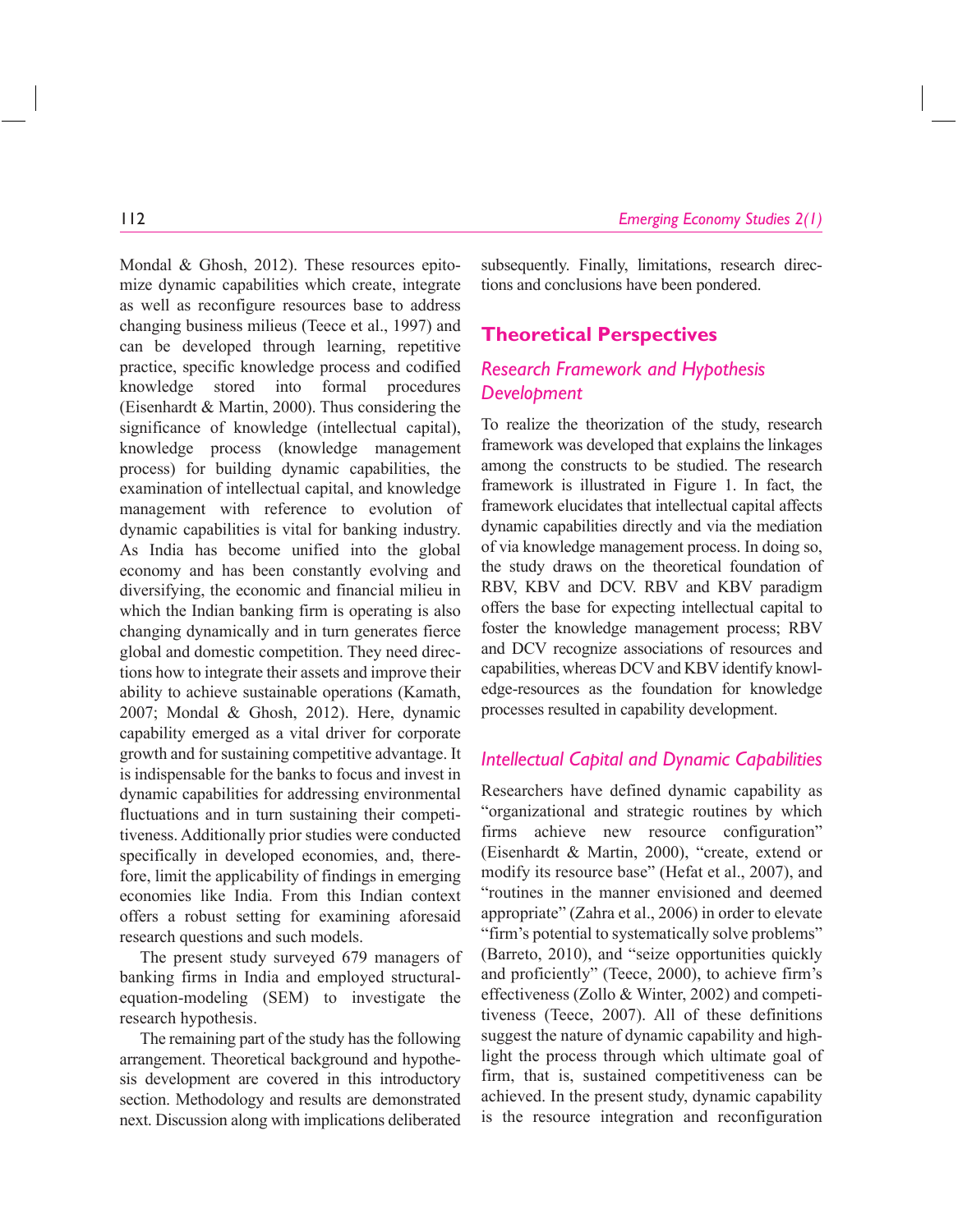Mondal & Ghosh, 2012). These resources epitomize dynamic capabilities which create, integrate as well as reconfigure resources base to address changing business milieus (Teece et al., 1997) and can be developed through learning, repetitive practice, specific knowledge process and codified knowledge stored into formal procedures (Eisenhardt & Martin, 2000). Thus considering the significance of knowledge (intellectual capital), knowledge process (knowledge management process) for building dynamic capabilities, the examination of intellectual capital, and knowledge management with reference to evolution of dynamic capabilities is vital for banking industry. As India has become unified into the global economy and has been constantly evolving and diversifying, the economic and financial milieu in which the Indian banking firm is operating is also changing dynamically and in turn generates fierce global and domestic competition. They need directions how to integrate their assets and improve their ability to achieve sustainable operations (Kamath, 2007; Mondal & Ghosh, 2012). Here, dynamic capability emerged as a vital driver for corporate growth and for sustaining competitive advantage. It is indispensable for the banks to focus and invest in dynamic capabilities for addressing environmental fluctuations and in turn sustaining their competitiveness. Additionally prior studies were conducted specifically in developed economies, and, therefore, limit the applicability of findings in emerging economies like India. From this Indian context offers a robust setting for examining aforesaid research questions and such models.

The present study surveyed 679 managers of banking firms in India and employed structural-equation-modeling (SEM) to investigate the research hypothesis.

The remaining part of the study has the following arrangement. Theoretical background and hypothesis development are covered in this introductory section. Methodology and results are demonstrated next. Discussion along with implications deliberated subsequently. Finally, limitations, research directions and conclusions have been pondered.

## Theoretical Perspectives

### *Research Framework and Hypothesis Development*

To realize the theorization of the study, research framework was developed that explains the linkages among the constructs to be studied. The research framework is illustrated in Figure 1. In fact, the framework elucidates that intellectual capital affects dynamic capabilities directly and via the mediation of via knowledge management process. In doing so, the study draws on the theoretical foundation of RBV, KBV and DCV. RBV and KBV paradigm offers the base for expecting intellectual capital to foster the knowledge management process; RBV and DCV recognize associations of resources and capabilities, whereas DCV and KBV identify knowledge-resources as the foundation for knowledge processes resulted in capability development.

### *Intellectual Capital and Dynamic Capabilities*

Researchers have defined dynamic capability as "organizational and strategic routines by which firms achieve new resource configuration" (Eisenhardt & Martin, 2000), "create, extend or modify its resource base" (Hefat et al., 2007), and "routines in the manner envisioned and deemed appropriate" (Zahra et al., 2006) in order to elevate "firm's potential to systematically solve problems" (Barreto, 2010), and "seize opportunities quickly and proficiently" (Teece, 2000), to achieve firm's effectiveness (Zollo & Winter, 2002) and competitiveness (Teece, 2007). All of these definitions suggest the nature of dynamic capability and highlight the process through which ultimate goal of firm, that is, sustained competitiveness can be achieved. In the present study, dynamic capability is the resource integration and reconfiguration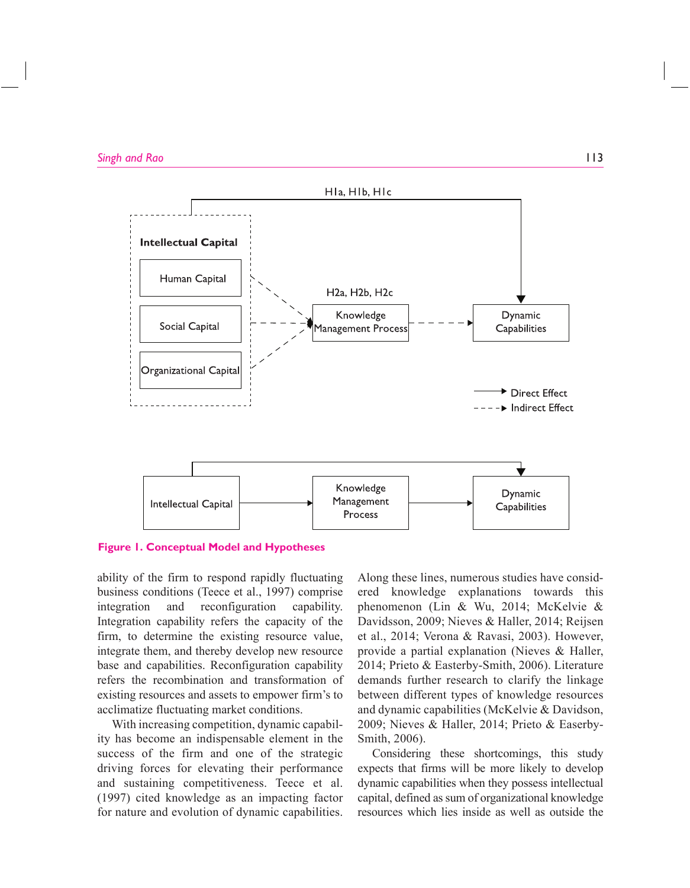Figure 1. Conceptual Model and Hypotheses

ability of the firm to respond rapidly fluctuating business conditions (Teece et al., 1997) comprise integration and reconfiguration capability. Integration capability refers the capacity of the firm, to determine the existing resource value, integrate them, and thereby develop new resource base and capabilities. Reconfiguration capability refers the recombination and transformation of existing resources and assets to empower firm's to acclimatize fluctuating market conditions.

With increasing competition, dynamic capability has become an indispensable element in the success of the firm and one of the strategic driving forces for elevating their performance and sustaining competitiveness. Teece et al. (1997) cited knowledge as an impacting factor for nature and evolution of dynamic capabilities. Along these lines, numerous studies have considered knowledge explanations towards this phenomenon (Lin & Wu, 2014; McKelvie & Davidsson, 2009; Nieves & Haller, 2014; Reijsen et al., 2014; Verona & Ravasi, 2003). However, provide a partial explanation (Nieves & Haller, 2014; Prieto & Easterby-Smith, 2006). Literature demands further research to clarify the linkage between different types of knowledge resources and dynamic capabilities (McKelvie & Davidson, 2009; Nieves & Haller, 2014; Prieto & Easterby-Smith, 2006).

Considering these shortcomings, this study expects that firms will be more likely to develop dynamic capabilities when they possess intellectual capital, defined as sum of organizational knowledge resources which lies inside as well as outside the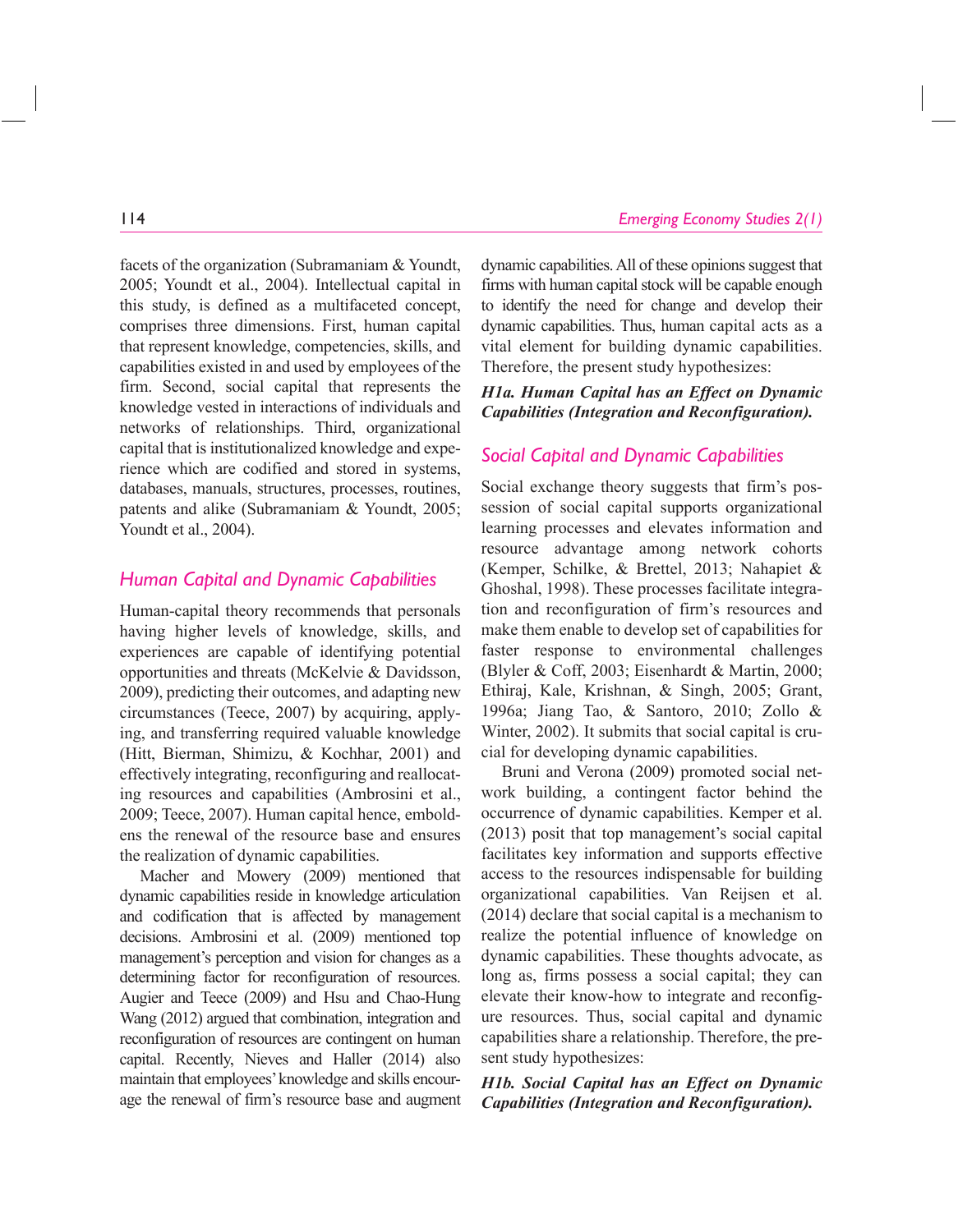facets of the organization (Subramaniam & Youndt, 2005; Youndt et al., 2004). Intellectual capital in this study, is defined as a multifaceted concept, comprises three dimensions. First, human capital that represent knowledge, competencies, skills, and capabilities existed in and used by employees of the firm. Second, social capital that represents the knowledge vested in interactions of individuals and networks of relationships. Third, organizational capital that is institutionalized knowledge and experience which are codified and stored in systems, databases, manuals, structures, processes, routines, patents and alike (Subramaniam & Youndt, 2005; Youndt et al., 2004).

## Human Capital and Dynamic Capabilities

Human-capital theory recommends that personals having higher levels of knowledge, skills, and experiences are capable of identifying potential opportunities and threats (McKelvie & Davidsson, 2009), predicting their outcomes, and adapting new circumstances (Teece, 2007) by acquiring, applying, and transferring required valuable knowledge (Hitt, Bierman, Shimizu, & Kochhar, 2001) and effectively integrating, reconfiguring and reallocating resources and capabilities (Ambrosini et al., 2009; Teece, 2007). Human capital hence, emboldens the renewal of the resource base and ensures the realization of dynamic capabilities.

Macher and Mowery (2009) mentioned that dynamic capabilities reside in knowledge articulation and codification that is affected by management decisions. Ambrosini et al. (2009) mentioned top management's perception and vision for changes as a determining factor for reconfiguration of resources. Augier and Teece (2009) and Hsu and Chao-Hung Wang (2012) argued that combination, integration and reconfiguration of resources are contingent on human capital. Recently, Nieves and Haller (2014) also maintain that employees' knowledge and skills encourage the renewal of firm's resource base and augment dynamic capabilities. All of these opinions suggest that firms with human capital stock will be capable enough to identify the need for change and develop their dynamic capabilities. Thus, human capital acts as a vital element for building dynamic capabilities. Therefore, the present study hypothesizes:

***H1a. Human Capital has an Effect on Dynamic Capabilities (Integration and Reconfiguration).***

## Social Capital and Dynamic Capabilities

Social exchange theory suggests that firm's possession of social capital supports organizational learning processes and elevates information and resource advantage among network cohorts (Kemper, Schilke, & Brettel, 2013; Nahapiet & Ghoshal, 1998). These processes facilitate integration and reconfiguration of firm's resources and make them enable to develop set of capabilities for faster response to environmental challenges (Blyler & Coff, 2003; Eisenhardt & Martin, 2000; Ethiraj, Kale, Krishnan, & Singh, 2005; Grant, 1996a; Jiang Tao, & Santoro, 2010; Zollo & Winter, 2002). It submits that social capital is crucial for developing dynamic capabilities.

Bruni and Verona (2009) promoted social network building, a contingent factor behind the occurrence of dynamic capabilities. Kemper et al. (2013) posit that top management's social capital facilitates key information and supports effective access to the resources indispensable for building organizational capabilities. Van Reijsen et al. (2014) declare that social capital is a mechanism to realize the potential influence of knowledge on dynamic capabilities. These thoughts advocate, as long as, firms possess a social capital; they can elevate their know-how to integrate and reconfigure resources. Thus, social capital and dynamic capabilities share a relationship. Therefore, the present study hypothesizes:

***H1b. Social Capital has an Effect on Dynamic Capabilities (Integration and Reconfiguration).***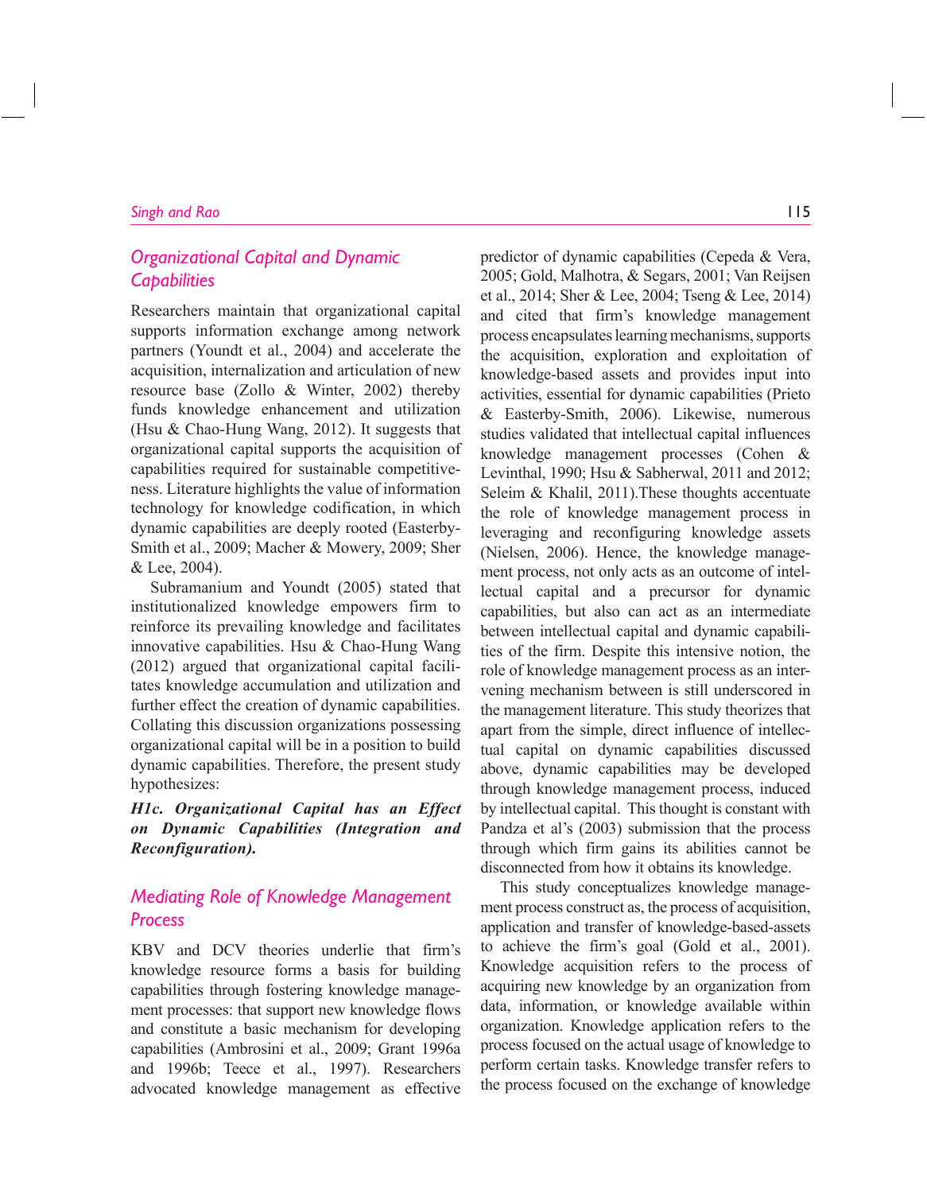## Organizational Capital and Dynamic Capabilities

Researchers maintain that organizational capital supports information exchange among network partners (Youndt et al., 2004) and accelerate the acquisition, internalization and articulation of new resource base (Zollo & Winter, 2002) thereby funds knowledge enhancement and utilization (Hsu & Chao-Hung Wang, 2012). It suggests that organizational capital supports the acquisition of capabilities required for sustainable competitiveness. Literature highlights the value of information technology for knowledge codification, in which dynamic capabilities are deeply rooted (Easterby-Smith et al., 2009; Macher & Mowery, 2009; Sher & Lee, 2004).

Subramanium and Youndt (2005) stated that institutionalized knowledge empowers firm to reinforce its prevailing knowledge and facilitates innovative capabilities. Hsu & Chao-Hung Wang (2012) argued that organizational capital facilitates knowledge accumulation and utilization and further effect the creation of dynamic capabilities. Collating this discussion organizations possessing organizational capital will be in a position to build dynamic capabilities. Therefore, the present study hypothesizes:

***H1c. Organizational Capital has an Effect on Dynamic Capabilities (Integration and Reconfiguration).***

## Mediating Role of Knowledge Management Process

KBV and DCV theories underlie that firm's knowledge resource forms a basis for building capabilities through fostering knowledge management processes: that support new knowledge flows and constitute a basic mechanism for developing capabilities (Ambrosini et al., 2009; Grant 1996a and 1996b; Teece et al., 1997). Researchers advocated knowledge management as effective predictor of dynamic capabilities (Cepeda & Vera, 2005; Gold, Malhotra, & Segars, 2001; Van Reijsen et al., 2014; Sher & Lee, 2004; Tseng & Lee, 2014) and cited that firm's knowledge management process encapsulates learning mechanisms, supports the acquisition, exploration and exploitation of knowledge-based assets and provides input into activities, essential for dynamic capabilities (Prieto & Easterby-Smith, 2006). Likewise, numerous studies validated that intellectual capital influences knowledge management processes (Cohen & Levinthal, 1990; Hsu & Sabherwal, 2011 and 2012; Seleim & Khalil, 2011).These thoughts accentuate the role of knowledge management process in leveraging and reconfiguring knowledge assets (Nielsen, 2006). Hence, the knowledge management process, not only acts as an outcome of intellectual capital and a precursor for dynamic capabilities, but also can act as an intermediate between intellectual capital and dynamic capabilities of the firm. Despite this intensive notion, the role of knowledge management process as an intervening mechanism between is still underscored in the management literature. This study theorizes that apart from the simple, direct influence of intellectual capital on dynamic capabilities discussed above, dynamic capabilities may be developed through knowledge management process, induced by intellectual capital. This thought is constant with Pandza et al's (2003) submission that the process through which firm gains its abilities cannot be disconnected from how it obtains its knowledge.

This study conceptualizes knowledge management process construct as, the process of acquisition, application and transfer of knowledge-based-assets to achieve the firm's goal (Gold et al., 2001). Knowledge acquisition refers to the process of acquiring new knowledge by an organization from data, information, or knowledge available within organization. Knowledge application refers to the process focused on the actual usage of knowledge to perform certain tasks. Knowledge transfer refers to the process focused on the exchange of knowledge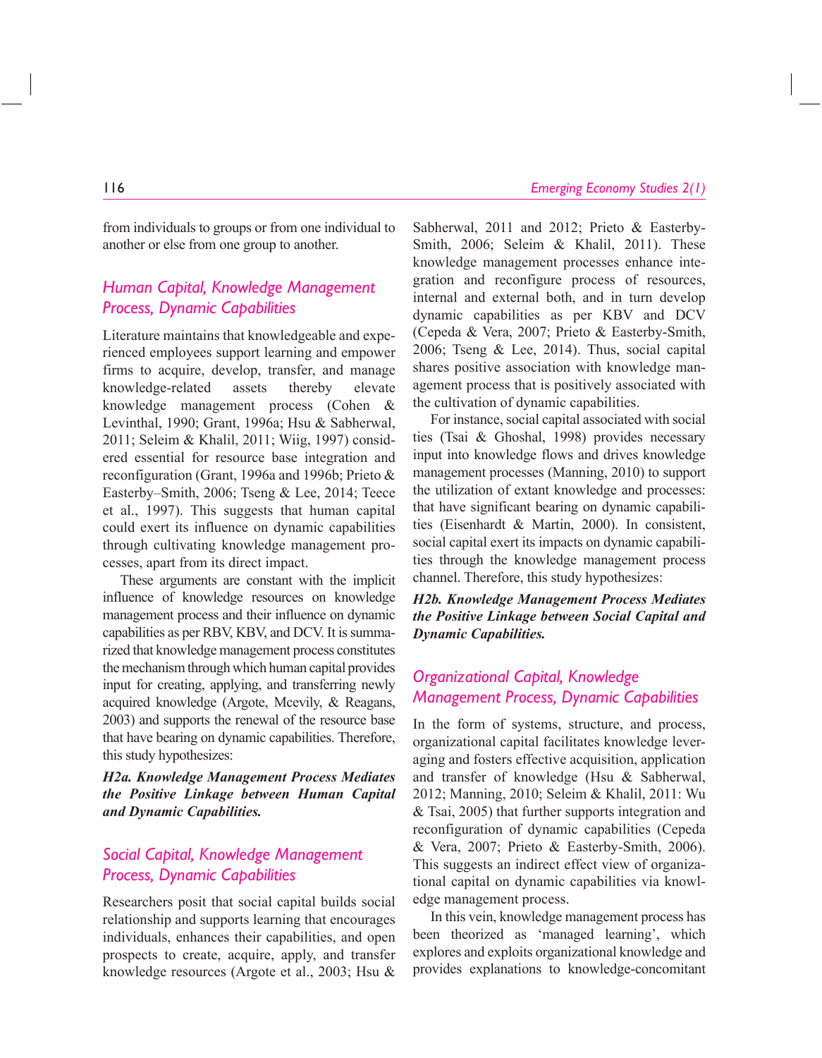from individuals to groups or from one individual to another or else from one group to another.

## Human Capital, Knowledge Management Process, Dynamic Capabilities

Literature maintains that knowledgeable and experienced employees support learning and empower firms to acquire, develop, transfer, and manage knowledge-related assets thereby elevate knowledge management process (Cohen & Levinthal, 1990; Grant, 1996a; Hsu & Sabherwal, 2011; Seleim & Khalil, 2011; Wiig, 1997) considered essential for resource base integration and reconfiguration (Grant, 1996a and 1996b; Prieto & Easterby–Smith, 2006; Tseng & Lee, 2014; Teece et al., 1997). This suggests that human capital could exert its influence on dynamic capabilities through cultivating knowledge management processes, apart from its direct impact.

These arguments are constant with the implicit influence of knowledge resources on knowledge management process and their influence on dynamic capabilities as per RBV, KBV, and DCV. It is summarized that knowledge management process constitutes the mechanism through which human capital provides input for creating, applying, and transferring newly acquired knowledge (Argote, Mcevily, & Reagans, 2003) and supports the renewal of the resource base that have bearing on dynamic capabilities. Therefore, this study hypothesizes:

***H2a. Knowledge Management Process Mediates the Positive Linkage between Human Capital and Dynamic Capabilities.***

## Social Capital, Knowledge Management Process, Dynamic Capabilities

Researchers posit that social capital builds social relationship and supports learning that encourages individuals, enhances their capabilities, and open prospects to create, acquire, apply, and transfer knowledge resources (Argote et al., 2003; Hsu & Sabherwal, 2011 and 2012; Prieto & Easterby-Smith, 2006; Seleim & Khalil, 2011). These knowledge management processes enhance integration and reconfigure process of resources, internal and external both, and in turn develop dynamic capabilities as per KBV and DCV (Cepeda & Vera, 2007; Prieto & Easterby-Smith, 2006; Tseng & Lee, 2014). Thus, social capital shares positive association with knowledge management process that is positively associated with the cultivation of dynamic capabilities.

For instance, social capital associated with social ties (Tsai & Ghoshal, 1998) provides necessary input into knowledge flows and drives knowledge management processes (Manning, 2010) to support the utilization of extant knowledge and processes: that have significant bearing on dynamic capabilities (Eisenhardt & Martin, 2000). In consistent, social capital exert its impacts on dynamic capabilities through the knowledge management process channel. Therefore, this study hypothesizes:

***H2b. Knowledge Management Process Mediates the Positive Linkage between Social Capital and Dynamic Capabilities.***

## Organizational Capital, Knowledge Management Process, Dynamic Capabilities

In the form of systems, structure, and process, organizational capital facilitates knowledge leveraging and fosters effective acquisition, application and transfer of knowledge (Hsu & Sabherwal, 2012; Manning, 2010; Seleim & Khalil, 2011: Wu & Tsai, 2005) that further supports integration and reconfiguration of dynamic capabilities (Cepeda & Vera, 2007; Prieto & Easterby-Smith, 2006). This suggests an indirect effect view of organizational capital on dynamic capabilities via knowledge management process.

In this vein, knowledge management process has been theorized as 'managed learning', which explores and exploits organizational knowledge and provides explanations to knowledge-concomitant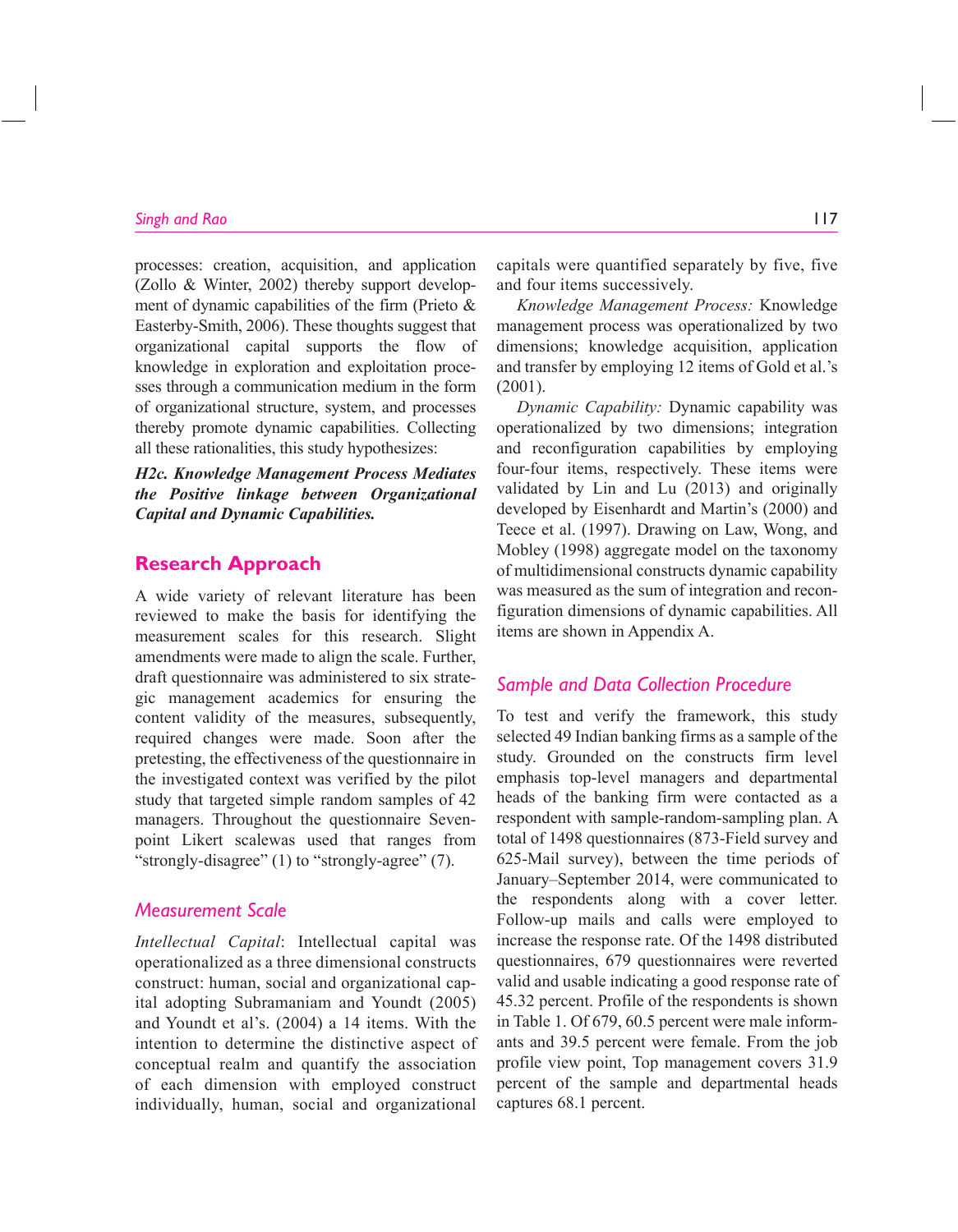processes: creation, acquisition, and application (Zollo & Winter, 2002) thereby support development of dynamic capabilities of the firm (Prieto & Easterby-Smith, 2006). These thoughts suggest that organizational capital supports the flow of knowledge in exploration and exploitation processes through a communication medium in the form of organizational structure, system, and processes thereby promote dynamic capabilities. Collecting all these rationalities, this study hypothesizes:

***H2c. Knowledge Management Process Mediates the Positive linkage between Organizational Capital and Dynamic Capabilities.***

## Research Approach

A wide variety of relevant literature has been reviewed to make the basis for identifying the measurement scales for this research. Slight amendments were made to align the scale. Further, draft questionnaire was administered to six strategic management academics for ensuring the content validity of the measures, subsequently, required changes were made. Soon after the pretesting, the effectiveness of the questionnaire in the investigated context was verified by the pilot study that targeted simple random samples of 42 managers. Throughout the questionnaire Seven-point Likert scalewas used that ranges from "strongly-disagree" (1) to "strongly-agree" (7).

### Measurement Scale

*Intellectual Capital*: Intellectual capital was operationalized as a three dimensional constructs construct: human, social and organizational capital adopting Subramaniam and Youndt (2005) and Youndt et al's. (2004) a 14 items. With the intention to determine the distinctive aspect of conceptual realm and quantify the association of each dimension with employed construct individually, human, social and organizational capitals were quantified separately by five, five and four items successively.

*Knowledge Management Process:* Knowledge management process was operationalized by two dimensions; knowledge acquisition, application and transfer by employing 12 items of Gold et al.'s (2001).

*Dynamic Capability:* Dynamic capability was operationalized by two dimensions; integration and reconfiguration capabilities by employing four-four items, respectively. These items were validated by Lin and Lu (2013) and originally developed by Eisenhardt and Martin's (2000) and Teece et al. (1997). Drawing on Law, Wong, and Mobley (1998) aggregate model on the taxonomy of multidimensional constructs dynamic capability was measured as the sum of integration and reconfiguration dimensions of dynamic capabilities. All items are shown in Appendix A.

### Sample and Data Collection Procedure

To test and verify the framework, this study selected 49 Indian banking firms as a sample of the study. Grounded on the constructs firm level emphasis top-level managers and departmental heads of the banking firm were contacted as a respondent with sample-random-sampling plan. A total of 1498 questionnaires (873-Field survey and 625-Mail survey), between the time periods of January–September 2014, were communicated to the respondents along with a cover letter. Follow-up mails and calls were employed to increase the response rate. Of the 1498 distributed questionnaires, 679 questionnaires were reverted valid and usable indicating a good response rate of 45.32 percent. Profile of the respondents is shown in Table 1. Of 679, 60.5 percent were male informants and 39.5 percent were female. From the job profile view point, Top management covers 31.9 percent of the sample and departmental heads captures 68.1 percent.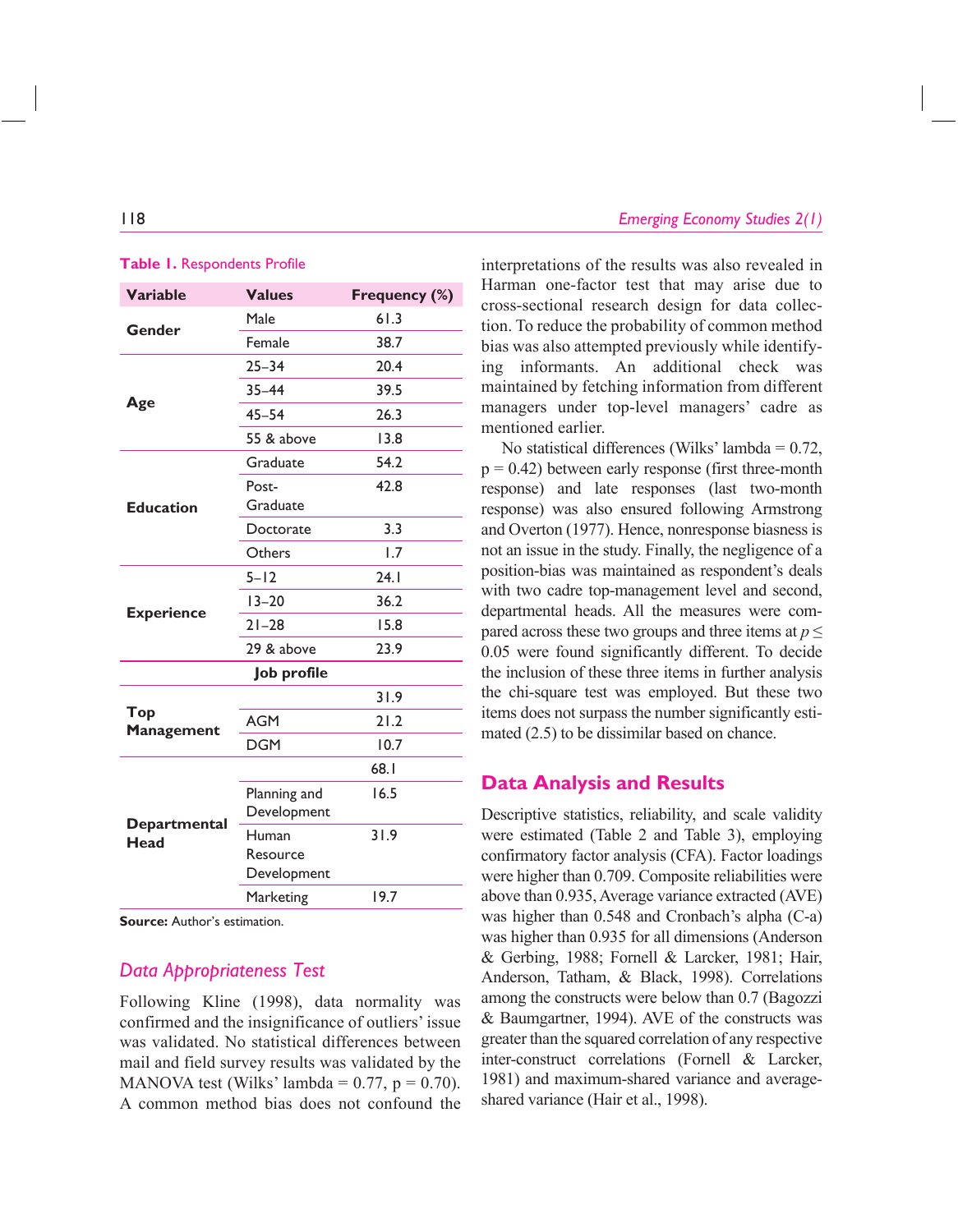**Table 1.** Respondents Profile

| Variable | Values | Frequency (%) |
|---|---|---|
| Gender | Male | 61.3 |
| | Female | 38.7 |
| Age | 25–34 | 20.4 |
| | 35–44 | 39.5 |
| | 45–54 | 26.3 |
| | 55 & above | 13.8 |
| Education | Graduate | 54.2 |
| | Post-Graduate | 42.8 |
| | Doctorate | 3.3 |
| | Others | 1.7 |
| Experience | 5–12 | 24.1 |
| | 13–20 | 36.2 |
| | 21–28 | 15.8 |
| | 29 & above | 23.9 |
| | **Job profile** | |
| Top Management | | 31.9 |
| | AGM | 21.2 |
| | DGM | 10.7 |
| Departmental Head | | 68.1 |
| | Planning and Development | 16.5 |
| | Human Resource Development | 31.9 |
| | Marketing | 19.7 |

**Source:** Author's estimation.

## *Data Appropriateness Test*

Following Kline (1998), data normality was confirmed and the insignificance of outliers' issue was validated. No statistical differences between mail and field survey results was validated by the MANOVA test (Wilks' lambda = 0.77, p = 0.70). A common method bias does not confound the interpretations of the results was also revealed in Harman one-factor test that may arise due to cross-sectional research design for data collection. To reduce the probability of common method bias was also attempted previously while identifying informants. An additional check was maintained by fetching information from different managers under top-level managers' cadre as mentioned earlier.

No statistical differences (Wilks' lambda = 0.72, p = 0.42) between early response (first three-month response) and late responses (last two-month response) was also ensured following Armstrong and Overton (1977). Hence, nonresponse biasness is not an issue in the study. Finally, the negligence of a position-bias was maintained as respondent's deals with two cadre top-management level and second, departmental heads. All the measures were compared across these two groups and three items at $p \leq 0.05$ were found significantly different. To decide the inclusion of these three items in further analysis the chi-square test was employed. But these two items does not surpass the number significantly estimated (2.5) to be dissimilar based on chance.

## Data Analysis and Results

Descriptive statistics, reliability, and scale validity were estimated (Table 2 and Table 3), employing confirmatory factor analysis (CFA). Factor loadings were higher than 0.709. Composite reliabilities were above than 0.935, Average variance extracted (AVE) was higher than 0.548 and Cronbach's alpha (C-a) was higher than 0.935 for all dimensions (Anderson & Gerbing, 1988; Fornell & Larcker, 1981; Hair, Anderson, Tatham, & Black, 1998). Correlations among the constructs were below than 0.7 (Bagozzi & Baumgartner, 1994). AVE of the constructs was greater than the squared correlation of any respective inter-construct correlations (Fornell & Larcker, 1981) and maximum-shared variance and average-shared variance (Hair et al., 1998).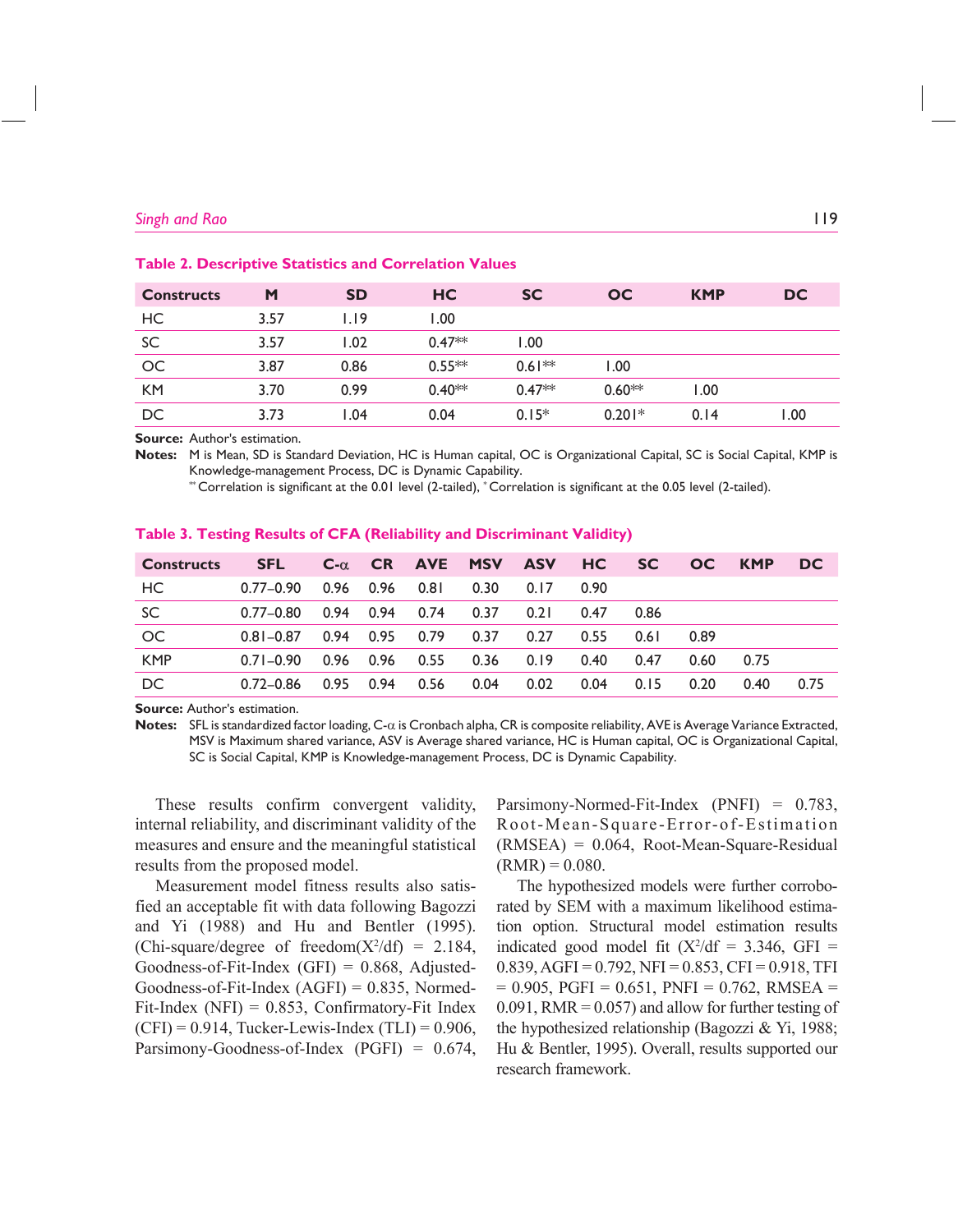**Table 2. Descriptive Statistics and Correlation Values**

| Constructs | M | SD | HC | SC | OC | KMP | DC |
|---|---|---|---|---|---|---|---|
| HC | 3.57 | 1.19 | 1.00 | | | | |
| SC | 3.57 | 1.02 | 0.47** | 1.00 | | | |
| OC | 3.87 | 0.86 | 0.55** | 0.61** | 1.00 | | |
| KM | 3.70 | 0.99 | 0.40** | 0.47** | 0.60** | 1.00 | |
| DC | 3.73 | 1.04 | 0.04 | 0.15* | 0.201* | 0.14 | 1.00 |

**Source:** Author's estimation.

**Notes:** M is Mean, SD is Standard Deviation, HC is Human capital, OC is Organizational Capital, SC is Social Capital, KMP is Knowledge-management Process, DC is Dynamic Capability.
** Correlation is significant at the 0.01 level (2-tailed), * Correlation is significant at the 0.05 level (2-tailed).

**Table 3. Testing Results of CFA (Reliability and Discriminant Validity)**

| Constructs | SFL | C-α | CR | AVE | MSV | ASV | HC | SC | OC | KMP | DC |
|---|---|---|---|---|---|---|---|---|---|---|---|
| HC | 0.77–0.90 | 0.96 | 0.96 | 0.81 | 0.30 | 0.17 | 0.90 | | | | |
| SC | 0.77–0.80 | 0.94 | 0.94 | 0.74 | 0.37 | 0.21 | 0.47 | 0.86 | | | |
| OC | 0.81–0.87 | 0.94 | 0.95 | 0.79 | 0.37 | 0.27 | 0.55 | 0.61 | 0.89 | | |
| KMP | 0.71–0.90 | 0.96 | 0.96 | 0.55 | 0.36 | 0.19 | 0.40 | 0.47 | 0.60 | 0.75 | |
| DC | 0.72–0.86 | 0.95 | 0.94 | 0.56 | 0.04 | 0.02 | 0.04 | 0.15 | 0.20 | 0.40 | 0.75 |

**Source:** Author's estimation.

**Notes:** SFL is standardized factor loading, C-α is Cronbach alpha, CR is composite reliability, AVE is Average Variance Extracted, MSV is Maximum shared variance, ASV is Average shared variance, HC is Human capital, OC is Organizational Capital, SC is Social Capital, KMP is Knowledge-management Process, DC is Dynamic Capability.

These results confirm convergent validity, internal reliability, and discriminant validity of the measures and ensure and the meaningful statistical results from the proposed model.

Measurement model fitness results also satisfied an acceptable fit with data following Bagozzi and Yi (1988) and Hu and Bentler (1995). (Chi-square/degree of freedom($X^2$/df) = 2.184, Goodness-of-Fit-Index (GFI) = 0.868, Adjusted-Goodness-of-Fit-Index (AGFI) = 0.835, Normed-Fit-Index (NFI) = 0.853, Confirmatory-Fit Index (CFI) = 0.914, Tucker-Lewis-Index (TLI) = 0.906, Parsimony-Goodness-of-Index (PGFI) = 0.674, Parsimony-Normed-Fit-Index (PNFI) = 0.783, Root-Mean-Square-Error-of-Estimation (RMSEA) = 0.064, Root-Mean-Square-Residual (RMR) = 0.080.

The hypothesized models were further corroborated by SEM with a maximum likelihood estimation option. Structural model estimation results indicated good model fit ($X^2$/df = 3.346, GFI = 0.839, AGFI = 0.792, NFI = 0.853, CFI = 0.918, TFI = 0.905, PGFI = 0.651, PNFI = 0.762, RMSEA = 0.091, RMR = 0.057) and allow for further testing of the hypothesized relationship (Bagozzi & Yi, 1988; Hu & Bentler, 1995). Overall, results supported our research framework.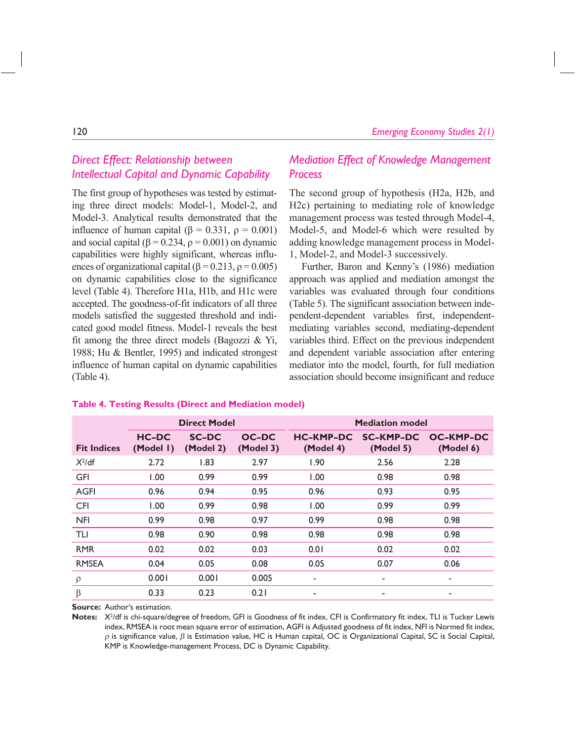## *Direct Effect: Relationship between Intellectual Capital and Dynamic Capability*

The first group of hypotheses was tested by estimating three direct models: Model-1, Model-2, and Model-3. Analytical results demonstrated that the influence of human capital ($\beta = 0.331$, $\rho = 0.001$) and social capital ($\beta = 0.234$, $\rho = 0.001$) on dynamic capabilities were highly significant, whereas influences of organizational capital ($\beta = 0.213$, $\rho = 0.005$) on dynamic capabilities close to the significance level (Table 4). Therefore H1a, H1b, and H1c were accepted. The goodness-of-fit indicators of all three models satisfied the suggested threshold and indicated good model fitness. Model-1 reveals the best fit among the three direct models (Bagozzi & Yi, 1988; Hu & Bentler, 1995) and indicated strongest influence of human capital on dynamic capabilities (Table 4).

## *Mediation Effect of Knowledge Management Process*

The second group of hypothesis (H2a, H2b, and H2c) pertaining to mediating role of knowledge management process was tested through Model-4, Model-5, and Model-6 which were resulted by adding knowledge management process in Model-1, Model-2, and Model-3 successively.

Further, Baron and Kenny's (1986) mediation approach was applied and mediation amongst the variables was evaluated through four conditions (Table 5). The significant association between independent-dependent variables first, independent-mediating variables second, mediating-dependent variables third. Effect on the previous independent and dependent variable association after entering mediator into the model, fourth, for full mediation association should become insignificant and reduce

**Table 4. Testing Results (Direct and Mediation model)**

| Fit Indices | Direct Model | | | Mediation model | | |
|---|---|---|---|---|---|---|
| | HC–DC (Model 1) | SC–DC (Model 2) | OC–DC (Model 3) | HC–KMP–DC (Model 4) | SC–KMP–DC (Model 5) | OC–KMP–DC (Model 6) |
| $X^2$/df | 2.72 | 1.83 | 2.97 | 1.90 | 2.56 | 2.28 |
| GFI | 1.00 | 0.99 | 0.99 | 1.00 | 0.98 | 0.98 |
| AGFI | 0.96 | 0.94 | 0.95 | 0.96 | 0.93 | 0.95 |
| CFI | 1.00 | 0.99 | 0.98 | 1.00 | 0.99 | 0.99 |
| NFI | 0.99 | 0.98 | 0.97 | 0.99 | 0.98 | 0.98 |
| TLI | 0.98 | 0.90 | 0.98 | 0.98 | 0.98 | 0.98 |
| RMR | 0.02 | 0.02 | 0.03 | 0.01 | 0.02 | 0.02 |
| RMSEA | 0.04 | 0.05 | 0.08 | 0.05 | 0.07 | 0.06 |
| $\rho$ | 0.001 | 0.001 | 0.005 | - | - | - |
| $\beta$ | 0.33 | 0.23 | 0.21 | - | - | - |

**Source:** Author's estimation.

**Notes:** $X^2$/df is chi-square/degree of freedom, GFI is Goodness of fit index, CFI is Confirmatory fit index, TLI is Tucker Lewis index, RMSEA is root mean square error of estimation, AGFI is Adjusted goodness of fit index, NFI is Normed fit index, $\rho$ is significance value, $\beta$ is Estimation value, HC is Human capital, OC is Organizational Capital, SC is Social Capital, KMP is Knowledge-management Process, DC is Dynamic Capability.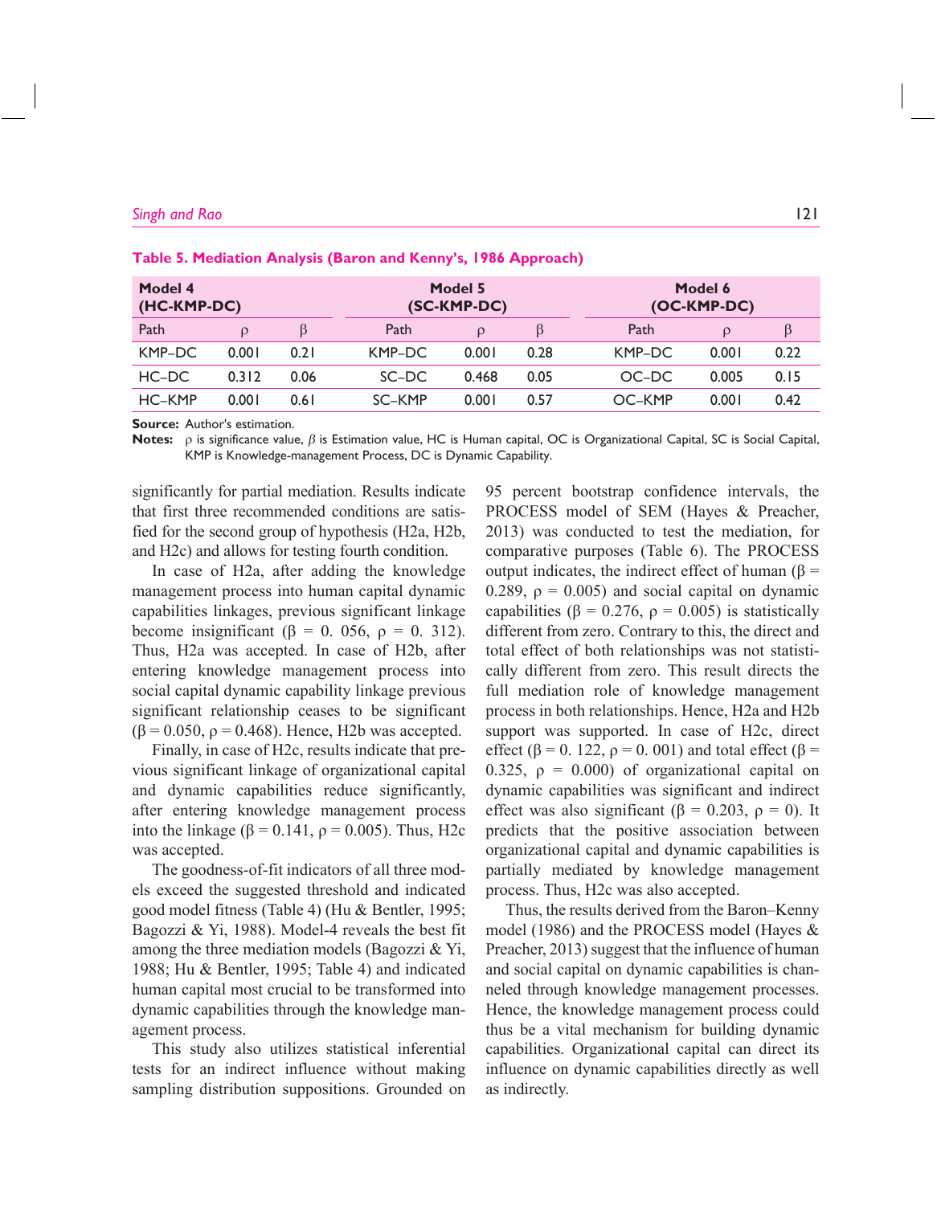**Table 5. Mediation Analysis (Baron and Kenny's, 1986 Approach)**

| Model 4 (HC-KMP-DC) | | | Model 5 (SC-KMP-DC) | | | Model 6 (OC-KMP-DC) | | |
|---|---|---|---|---|---|---|---|---|
| Path | ρ | β | Path | ρ | β | Path | ρ | β |
| KMP–DC | 0.001 | 0.21 | KMP–DC | 0.001 | 0.28 | KMP–DC | 0.001 | 0.22 |
| HC–DC | 0.312 | 0.06 | SC–DC | 0.468 | 0.05 | OC–DC | 0.005 | 0.15 |
| HC–KMP | 0.001 | 0.61 | SC–KMP | 0.001 | 0.57 | OC–KMP | 0.001 | 0.42 |

**Source:** Author's estimation.

**Notes:** ρ is significance value, β is Estimation value, HC is Human capital, OC is Organizational Capital, SC is Social Capital, KMP is Knowledge-management Process, DC is Dynamic Capability.

significantly for partial mediation. Results indicate that first three recommended conditions are satisfied for the second group of hypothesis (H2a, H2b, and H2c) and allows for testing fourth condition.

In case of H2a, after adding the knowledge management process into human capital dynamic capabilities linkages, previous significant linkage become insignificant (β = 0. 056, ρ = 0. 312). Thus, H2a was accepted. In case of H2b, after entering knowledge management process into social capital dynamic capability linkage previous significant relationship ceases to be significant (β = 0.050, ρ = 0.468). Hence, H2b was accepted.

Finally, in case of H2c, results indicate that previous significant linkage of organizational capital and dynamic capabilities reduce significantly, after entering knowledge management process into the linkage (β = 0.141, ρ = 0.005). Thus, H2c was accepted.

The goodness-of-fit indicators of all three models exceed the suggested threshold and indicated good model fitness (Table 4) (Hu & Bentler, 1995; Bagozzi & Yi, 1988). Model-4 reveals the best fit among the three mediation models (Bagozzi & Yi, 1988; Hu & Bentler, 1995; Table 4) and indicated human capital most crucial to be transformed into dynamic capabilities through the knowledge management process.

This study also utilizes statistical inferential tests for an indirect influence without making sampling distribution suppositions. Grounded on 95 percent bootstrap confidence intervals, the PROCESS model of SEM (Hayes & Preacher, 2013) was conducted to test the mediation, for comparative purposes (Table 6). The PROCESS output indicates, the indirect effect of human (β = 0.289, ρ = 0.005) and social capital on dynamic capabilities (β = 0.276, ρ = 0.005) is statistically different from zero. Contrary to this, the direct and total effect of both relationships was not statistically different from zero. This result directs the full mediation role of knowledge management process in both relationships. Hence, H2a and H2b support was supported. In case of H2c, direct effect (β = 0. 122, ρ = 0. 001) and total effect (β = 0.325, ρ = 0.000) of organizational capital on dynamic capabilities was significant and indirect effect was also significant (β = 0.203, ρ = 0). It predicts that the positive association between organizational capital and dynamic capabilities is partially mediated by knowledge management process. Thus, H2c was also accepted.

Thus, the results derived from the Baron–Kenny model (1986) and the PROCESS model (Hayes & Preacher, 2013) suggest that the influence of human and social capital on dynamic capabilities is channeled through knowledge management processes. Hence, the knowledge management process could thus be a vital mechanism for building dynamic capabilities. Organizational capital can direct its influence on dynamic capabilities directly as well as indirectly.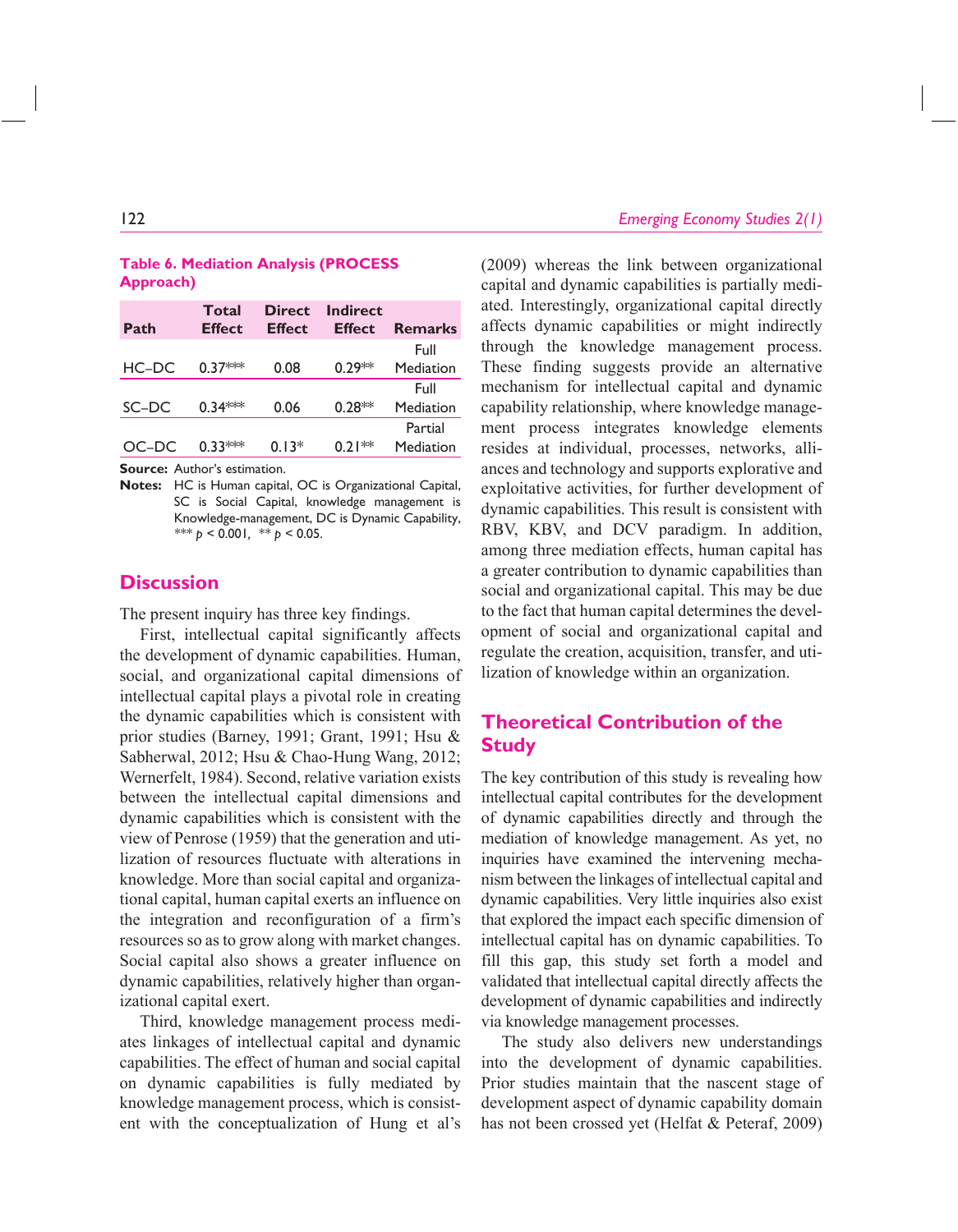**Table 6. Mediation Analysis (PROCESS Approach)**

| Path | Total Effect | Direct Effect | Indirect Effect | Remarks |
|---|---|---|---|---|
| HC–DC | 0.37*** | 0.08 | 0.29** | Full Mediation |
| SC–DC | 0.34*** | 0.06 | 0.28** | Full Mediation |
| OC–DC | 0.33*** | 0.13* | 0.21** | Partial Mediation |

**Source:** Author's estimation.

**Notes:** HC is Human capital, OC is Organizational Capital, SC is Social Capital, knowledge management is Knowledge-management, DC is Dynamic Capability, *** $p < 0.001$, ** $p < 0.05$.

## Discussion

The present inquiry has three key findings.

First, intellectual capital significantly affects the development of dynamic capabilities. Human, social, and organizational capital dimensions of intellectual capital plays a pivotal role in creating the dynamic capabilities which is consistent with prior studies (Barney, 1991; Grant, 1991; Hsu & Sabherwal, 2012; Hsu & Chao-Hung Wang, 2012; Wernerfelt, 1984). Second, relative variation exists between the intellectual capital dimensions and dynamic capabilities which is consistent with the view of Penrose (1959) that the generation and utilization of resources fluctuate with alterations in knowledge. More than social capital and organizational capital, human capital exerts an influence on the integration and reconfiguration of a firm's resources so as to grow along with market changes. Social capital also shows a greater influence on dynamic capabilities, relatively higher than organizational capital exert.

Third, knowledge management process mediates linkages of intellectual capital and dynamic capabilities. The effect of human and social capital on dynamic capabilities is fully mediated by knowledge management process, which is consistent with the conceptualization of Hung et al's (2009) whereas the link between organizational capital and dynamic capabilities is partially mediated. Interestingly, organizational capital directly affects dynamic capabilities or might indirectly through the knowledge management process. These finding suggests provide an alternative mechanism for intellectual capital and dynamic capability relationship, where knowledge management process integrates knowledge elements resides at individual, processes, networks, alliances and technology and supports explorative and exploitative activities, for further development of dynamic capabilities. This result is consistent with RBV, KBV, and DCV paradigm. In addition, among three mediation effects, human capital has a greater contribution to dynamic capabilities than social and organizational capital. This may be due to the fact that human capital determines the development of social and organizational capital and regulate the creation, acquisition, transfer, and utilization of knowledge within an organization.

## Theoretical Contribution of the Study

The key contribution of this study is revealing how intellectual capital contributes for the development of dynamic capabilities directly and through the mediation of knowledge management. As yet, no inquiries have examined the intervening mechanism between the linkages of intellectual capital and dynamic capabilities. Very little inquiries also exist that explored the impact each specific dimension of intellectual capital has on dynamic capabilities. To fill this gap, this study set forth a model and validated that intellectual capital directly affects the development of dynamic capabilities and indirectly via knowledge management processes.

The study also delivers new understandings into the development of dynamic capabilities. Prior studies maintain that the nascent stage of development aspect of dynamic capability domain has not been crossed yet (Helfat & Peteraf, 2009)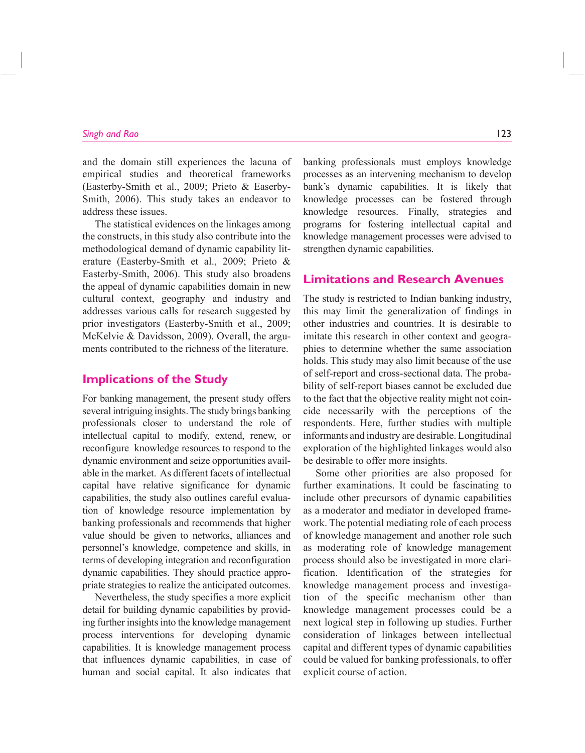and the domain still experiences the lacuna of empirical studies and theoretical frameworks (Easterby-Smith et al., 2009; Prieto & Easerby-Smith, 2006). This study takes an endeavor to address these issues.

The statistical evidences on the linkages among the constructs, in this study also contribute into the methodological demand of dynamic capability literature (Easterby-Smith et al., 2009; Prieto & Easterby-Smith, 2006). This study also broadens the appeal of dynamic capabilities domain in new cultural context, geography and industry and addresses various calls for research suggested by prior investigators (Easterby-Smith et al., 2009; McKelvie & Davidsson, 2009). Overall, the arguments contributed to the richness of the literature.

## Implications of the Study

For banking management, the present study offers several intriguing insights. The study brings banking professionals closer to understand the role of intellectual capital to modify, extend, renew, or reconfigure knowledge resources to respond to the dynamic environment and seize opportunities available in the market. As different facets of intellectual capital have relative significance for dynamic capabilities, the study also outlines careful evaluation of knowledge resource implementation by banking professionals and recommends that higher value should be given to networks, alliances and personnel's knowledge, competence and skills, in terms of developing integration and reconfiguration dynamic capabilities. They should practice appropriate strategies to realize the anticipated outcomes.

Nevertheless, the study specifies a more explicit detail for building dynamic capabilities by providing further insights into the knowledge management process interventions for developing dynamic capabilities. It is knowledge management process that influences dynamic capabilities, in case of human and social capital. It also indicates that banking professionals must employs knowledge processes as an intervening mechanism to develop bank's dynamic capabilities. It is likely that knowledge processes can be fostered through knowledge resources. Finally, strategies and programs for fostering intellectual capital and knowledge management processes were advised to strengthen dynamic capabilities.

## Limitations and Research Avenues

The study is restricted to Indian banking industry, this may limit the generalization of findings in other industries and countries. It is desirable to imitate this research in other context and geographies to determine whether the same association holds. This study may also limit because of the use of self-report and cross-sectional data. The probability of self-report biases cannot be excluded due to the fact that the objective reality might not coincide necessarily with the perceptions of the respondents. Here, further studies with multiple informants and industry are desirable. Longitudinal exploration of the highlighted linkages would also be desirable to offer more insights.

Some other priorities are also proposed for further examinations. It could be fascinating to include other precursors of dynamic capabilities as a moderator and mediator in developed framework. The potential mediating role of each process of knowledge management and another role such as moderating role of knowledge management process should also be investigated in more clarification. Identification of the strategies for knowledge management process and investigation of the specific mechanism other than knowledge management processes could be a next logical step in following up studies. Further consideration of linkages between intellectual capital and different types of dynamic capabilities could be valued for banking professionals, to offer explicit course of action.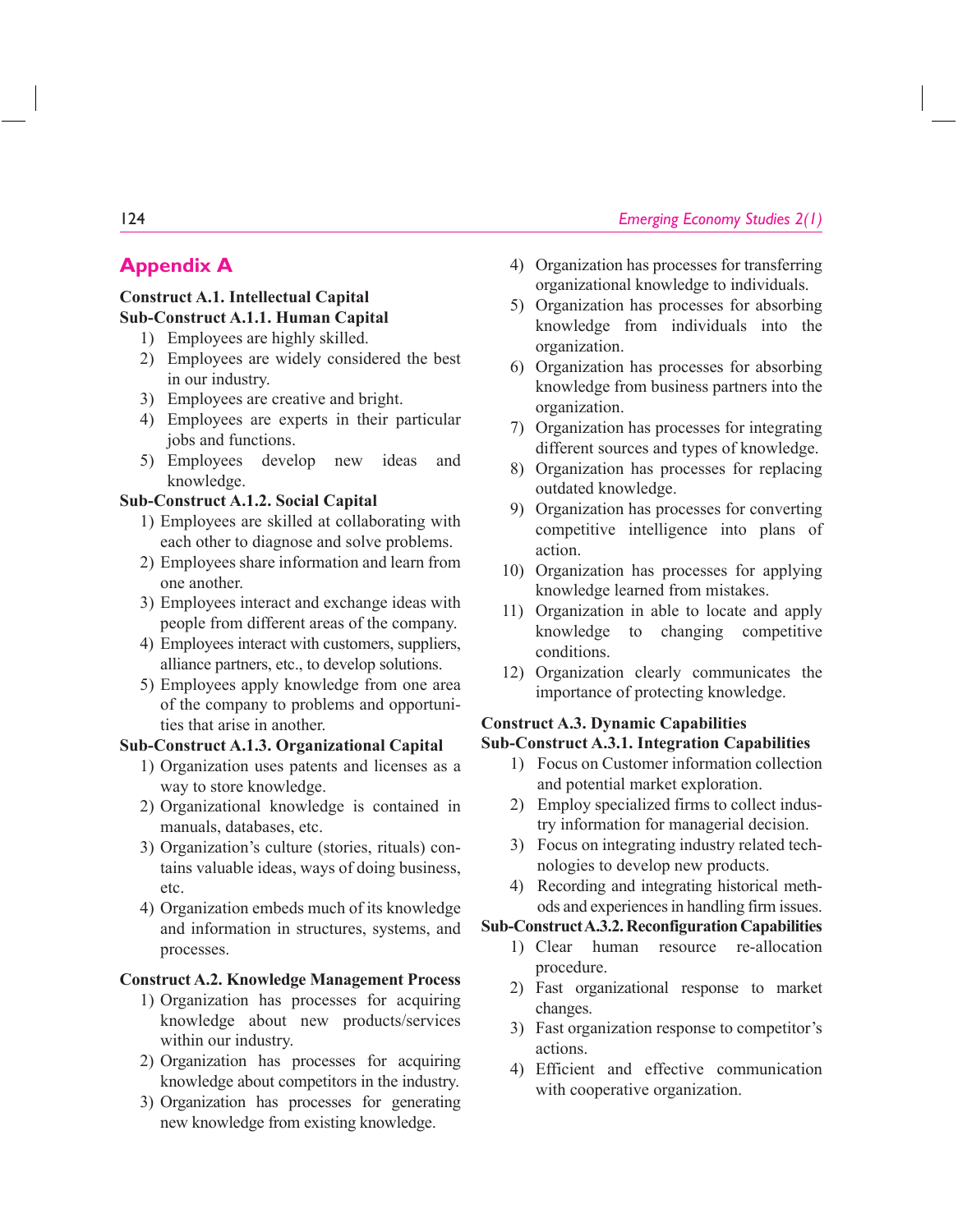## Appendix A

**Construct A.1. Intellectual Capital**

**Sub-Construct A.1.1. Human Capital**

1) Employees are highly skilled.
2) Employees are widely considered the best in our industry.
3) Employees are creative and bright.
4) Employees are experts in their particular jobs and functions.
5) Employees develop new ideas and knowledge.

**Sub-Construct A.1.2. Social Capital**

1) Employees are skilled at collaborating with each other to diagnose and solve problems.
2) Employees share information and learn from one another.
3) Employees interact and exchange ideas with people from different areas of the company.
4) Employees interact with customers, suppliers, alliance partners, etc., to develop solutions.
5) Employees apply knowledge from one area of the company to problems and opportunities that arise in another.

**Sub-Construct A.1.3. Organizational Capital**

1) Organization uses patents and licenses as a way to store knowledge.
2) Organizational knowledge is contained in manuals, databases, etc.
3) Organization's culture (stories, rituals) contains valuable ideas, ways of doing business, etc.
4) Organization embeds much of its knowledge and information in structures, systems, and processes.

**Construct A.2. Knowledge Management Process**

1) Organization has processes for acquiring knowledge about new products/services within our industry.
2) Organization has processes for acquiring knowledge about competitors in the industry.
3) Organization has processes for generating new knowledge from existing knowledge.
4) Organization has processes for transferring organizational knowledge to individuals.
5) Organization has processes for absorbing knowledge from individuals into the organization.
6) Organization has processes for absorbing knowledge from business partners into the organization.
7) Organization has processes for integrating different sources and types of knowledge.
8) Organization has processes for replacing outdated knowledge.
9) Organization has processes for converting competitive intelligence into plans of action.
10) Organization has processes for applying knowledge learned from mistakes.
11) Organization in able to locate and apply knowledge to changing competitive conditions.
12) Organization clearly communicates the importance of protecting knowledge.

**Construct A.3. Dynamic Capabilities**

**Sub-Construct A.3.1. Integration Capabilities**

1) Focus on Customer information collection and potential market exploration.
2) Employ specialized firms to collect industry information for managerial decision.
3) Focus on integrating industry related technologies to develop new products.
4) Recording and integrating historical methods and experiences in handling firm issues.

**Sub-Construct A.3.2. Reconfiguration Capabilities**

1) Clear human resource re-allocation procedure.
2) Fast organizational response to market changes.
3) Fast organization response to competitor's actions.
4) Efficient and effective communication with cooperative organization.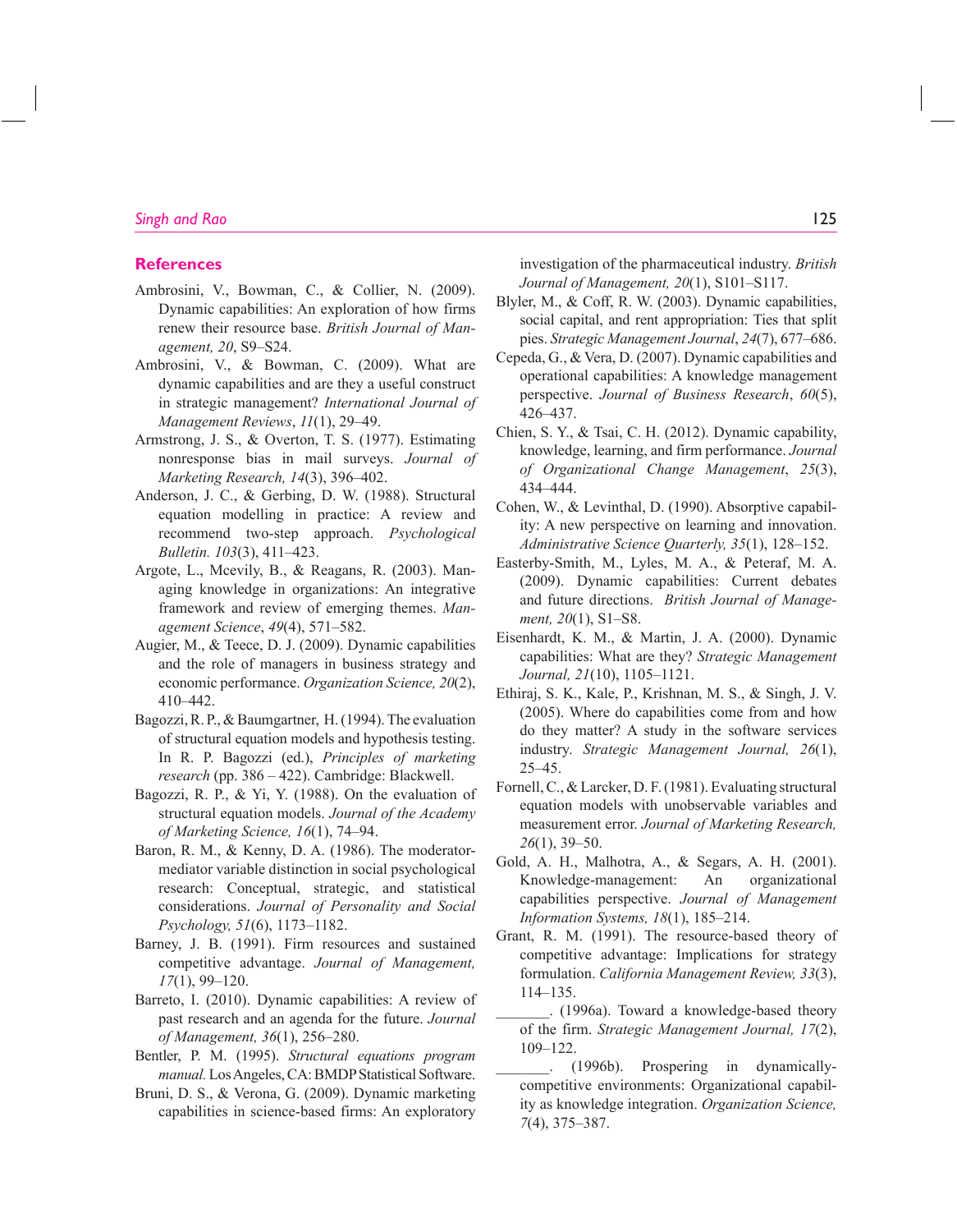## References

Ambrosini, V., Bowman, C., & Collier, N. (2009). Dynamic capabilities: An exploration of how firms renew their resource base. *British Journal of Management, 20*, S9–S24.

Ambrosini, V., & Bowman, C. (2009). What are dynamic capabilities and are they a useful construct in strategic management? *International Journal of Management Reviews*, *11*(1), 29–49.

Armstrong, J. S., & Overton, T. S. (1977). Estimating nonresponse bias in mail surveys. *Journal of Marketing Research, 14*(3), 396–402.

Anderson, J. C., & Gerbing, D. W. (1988). Structural equation modelling in practice: A review and recommend two-step approach. *Psychological Bulletin. 103*(3), 411–423.

Argote, L., Mcevily, B., & Reagans, R. (2003). Managing knowledge in organizations: An integrative framework and review of emerging themes. *Management Science*, *49*(4), 571–582.

Augier, M., & Teece, D. J. (2009). Dynamic capabilities and the role of managers in business strategy and economic performance. *Organization Science, 20*(2), 410–442.

Bagozzi, R. P., & Baumgartner, H. (1994). The evaluation of structural equation models and hypothesis testing. In R. P. Bagozzi (ed.), *Principles of marketing research* (pp. 386 – 422). Cambridge: Blackwell.

Bagozzi, R. P., & Yi, Y. (1988). On the evaluation of structural equation models. *Journal of the Academy of Marketing Science, 16*(1), 74–94.

Baron, R. M., & Kenny, D. A. (1986). The moderator-mediator variable distinction in social psychological research: Conceptual, strategic, and statistical considerations. *Journal of Personality and Social Psychology, 51*(6), 1173–1182.

Barney, J. B. (1991). Firm resources and sustained competitive advantage. *Journal of Management, 17*(1), 99–120.

Barreto, I. (2010). Dynamic capabilities: A review of past research and an agenda for the future. *Journal of Management, 36*(1), 256–280.

Bentler, P. M. (1995). *Structural equations program manual.* Los Angeles, CA: BMDP Statistical Software.

Bruni, D. S., & Verona, G. (2009). Dynamic marketing capabilities in science-based firms: An exploratory investigation of the pharmaceutical industry. *British Journal of Management, 20*(1), S101–S117.

Blyler, M., & Coff, R. W. (2003). Dynamic capabilities, social capital, and rent appropriation: Ties that split pies. *Strategic Management Journal*, *24*(7), 677–686.

Cepeda, G., & Vera, D. (2007). Dynamic capabilities and operational capabilities: A knowledge management perspective. *Journal of Business Research*, *60*(5), 426–437.

Chien, S. Y., & Tsai, C. H. (2012). Dynamic capability, knowledge, learning, and firm performance. *Journal of Organizational Change Management*, *25*(3), 434–444.

Cohen, W., & Levinthal, D. (1990). Absorptive capability: A new perspective on learning and innovation. *Administrative Science Quarterly, 35*(1), 128–152.

Easterby-Smith, M., Lyles, M. A., & Peteraf, M. A. (2009). Dynamic capabilities: Current debates and future directions. *British Journal of Management, 20*(1), S1–S8.

Eisenhardt, K. M., & Martin, J. A. (2000). Dynamic capabilities: What are they? *Strategic Management Journal, 21*(10), 1105–1121.

Ethiraj, S. K., Kale, P., Krishnan, M. S., & Singh, J. V. (2005). Where do capabilities come from and how do they matter? A study in the software services industry. *Strategic Management Journal, 26*(1), 25–45.

Fornell, C., & Larcker, D. F. (1981). Evaluating structural equation models with unobservable variables and measurement error. *Journal of Marketing Research, 26*(1), 39–50.

Gold, A. H., Malhotra, A., & Segars, A. H. (2001). Knowledge-management: An organizational capabilities perspective. *Journal of Management Information Systems, 18*(1), 185–214.

Grant, R. M. (1991). The resource-based theory of competitive advantage: Implications for strategy formulation. *California Management Review, 33*(3), 114–135.

_______. (1996a). Toward a knowledge-based theory of the firm. *Strategic Management Journal, 17*(2), 109–122.

_______. (1996b). Prospering in dynamically-competitive environments: Organizational capability as knowledge integration. *Organization Science, 7*(4), 375–387.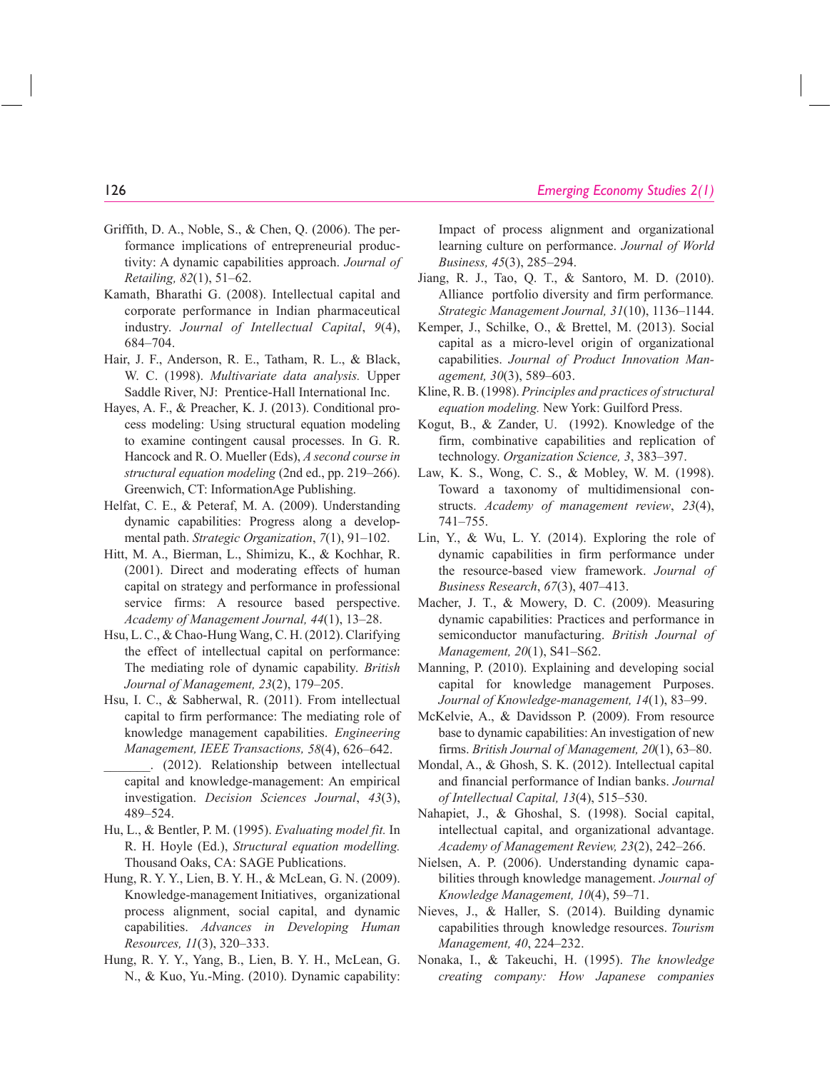Griffith, D. A., Noble, S., & Chen, Q. (2006). The performance implications of entrepreneurial productivity: A dynamic capabilities approach. *Journal of Retailing, 82*(1), 51–62.

Kamath, Bharathi G. (2008). Intellectual capital and corporate performance in Indian pharmaceutical industry. *Journal of Intellectual Capital*, *9*(4), 684–704.

Hair, J. F., Anderson, R. E., Tatham, R. L., & Black, W. C. (1998). *Multivariate data analysis.* Upper Saddle River, NJ: Prentice-Hall International Inc.

Hayes, A. F., & Preacher, K. J. (2013). Conditional process modeling: Using structural equation modeling to examine contingent causal processes. In G. R. Hancock and R. O. Mueller (Eds), *A second course in structural equation modeling* (2nd ed., pp. 219–266). Greenwich, CT: InformationAge Publishing.

Helfat, C. E., & Peteraf, M. A. (2009). Understanding dynamic capabilities: Progress along a developmental path. *Strategic Organization*, *7*(1), 91–102.

Hitt, M. A., Bierman, L., Shimizu, K., & Kochhar, R. (2001). Direct and moderating effects of human capital on strategy and performance in professional service firms: A resource based perspective. *Academy of Management Journal, 44*(1), 13–28.

Hsu, L. C., & Chao-Hung Wang, C. H. (2012). Clarifying the effect of intellectual capital on performance: The mediating role of dynamic capability. *British Journal of Management, 23*(2), 179–205.

Hsu, I. C., & Sabherwal, R. (2011). From intellectual capital to firm performance: The mediating role of knowledge management capabilities. *Engineering Management, IEEE Transactions, 58*(4), 626–642.

_______. (2012). Relationship between intellectual capital and knowledge-management: An empirical investigation. *Decision Sciences Journal*, *43*(3), 489–524.

Hu, L., & Bentler, P. M. (1995). *Evaluating model fit.* In R. H. Hoyle (Ed.), *Structural equation modelling.* Thousand Oaks, CA: SAGE Publications.

Hung, R. Y. Y., Lien, B. Y. H., & McLean, G. N. (2009). Knowledge-management Initiatives, organizational process alignment, social capital, and dynamic capabilities. *Advances in Developing Human Resources, 11*(3), 320–333.

Hung, R. Y. Y., Yang, B., Lien, B. Y. H., McLean, G. N., & Kuo, Yu.-Ming. (2010). Dynamic capability: Impact of process alignment and organizational learning culture on performance. *Journal of World Business, 45*(3), 285–294.

Jiang, R. J., Tao, Q. T., & Santoro, M. D. (2010). Alliance portfolio diversity and firm performance*. Strategic Management Journal, 31*(10), 1136–1144.

Kemper, J., Schilke, O., & Brettel, M. (2013). Social capital as a micro-level origin of organizational capabilities. *Journal of Product Innovation Management, 30*(3), 589–603.

Kline, R. B. (1998). *Principles and practices of structural equation modeling.* New York: Guilford Press.

Kogut, B., & Zander, U. (1992). Knowledge of the firm, combinative capabilities and replication of technology. *Organization Science, 3*, 383–397.

Law, K. S., Wong, C. S., & Mobley, W. M. (1998). Toward a taxonomy of multidimensional constructs. *Academy of management review*, *23*(4), 741–755.

Lin, Y., & Wu, L. Y. (2014). Exploring the role of dynamic capabilities in firm performance under the resource-based view framework. *Journal of Business Research*, *67*(3), 407–413.

Macher, J. T., & Mowery, D. C. (2009). Measuring dynamic capabilities: Practices and performance in semiconductor manufacturing. *British Journal of Management, 20*(1), S41–S62.

Manning, P. (2010). Explaining and developing social capital for knowledge management Purposes. *Journal of Knowledge-management, 14*(1), 83–99.

McKelvie, A., & Davidsson P. (2009). From resource base to dynamic capabilities: An investigation of new firms. *British Journal of Management, 20*(1), 63–80.

Mondal, A., & Ghosh, S. K. (2012). Intellectual capital and financial performance of Indian banks. *Journal of Intellectual Capital, 13*(4), 515–530.

Nahapiet, J., & Ghoshal, S. (1998). Social capital, intellectual capital, and organizational advantage. *Academy of Management Review, 23*(2), 242–266.

Nielsen, A. P. (2006). Understanding dynamic capabilities through knowledge management. *Journal of Knowledge Management, 10*(4), 59–71.

Nieves, J., & Haller, S. (2014). Building dynamic capabilities through knowledge resources. *Tourism Management, 40*, 224–232.

Nonaka, I., & Takeuchi, H. (1995). *The knowledge creating company: How Japanese companies*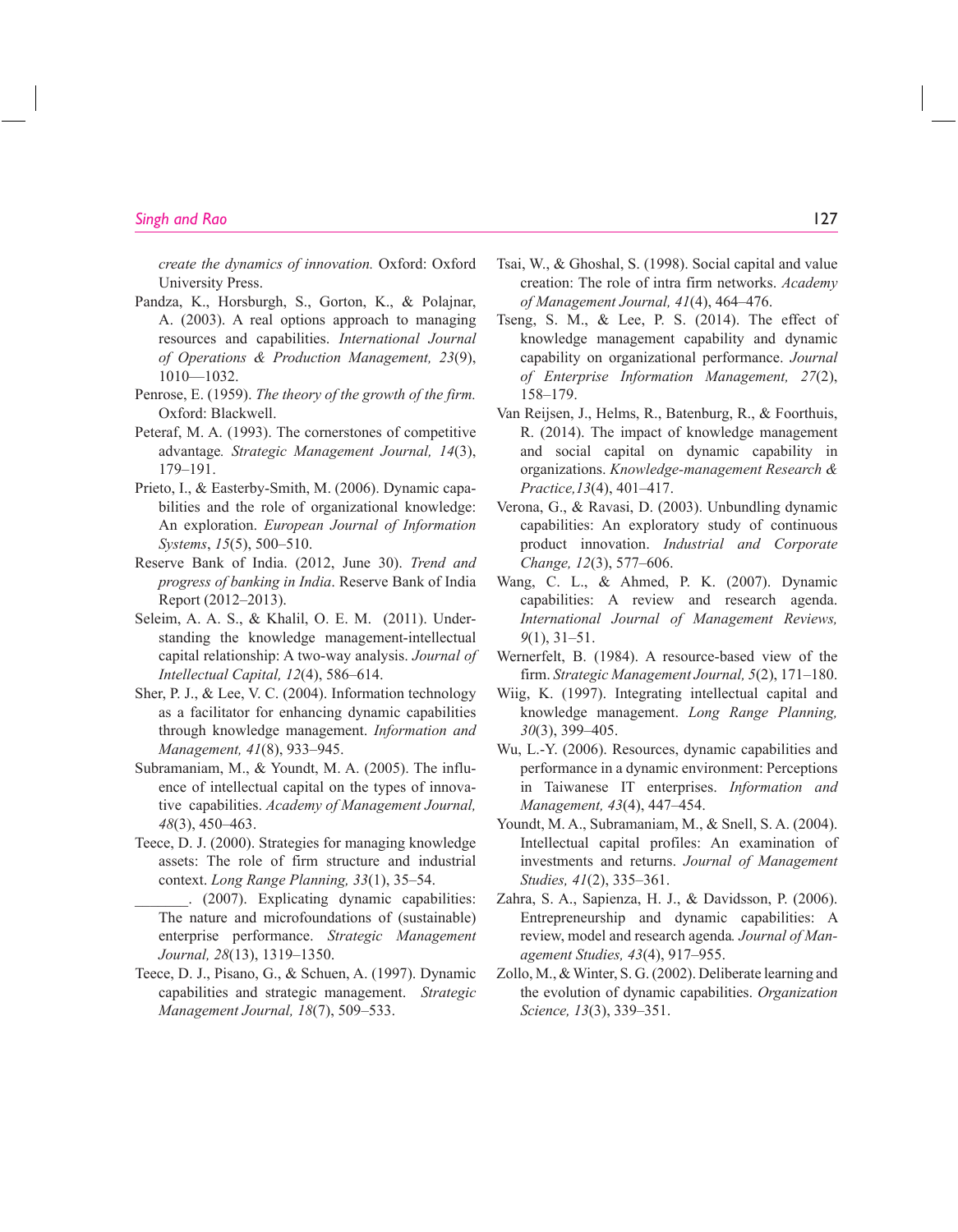*create the dynamics of innovation.* Oxford: Oxford University Press.

Pandza, K., Horsburgh, S., Gorton, K., & Polajnar, A. (2003). A real options approach to managing resources and capabilities. *International Journal of Operations & Production Management, 23*(9), 1010—1032.

Penrose, E. (1959). *The theory of the growth of the firm.* Oxford: Blackwell.

Peteraf, M. A. (1993). The cornerstones of competitive advantage*. Strategic Management Journal, 14*(3), 179–191.

Prieto, I., & Easterby-Smith, M. (2006). Dynamic capabilities and the role of organizational knowledge: An exploration. *European Journal of Information Systems*, *15*(5), 500–510.

Reserve Bank of India. (2012, June 30). *Trend and progress of banking in India*. Reserve Bank of India Report (2012–2013).

Seleim, A. A. S., & Khalil, O. E. M. (2011). Understanding the knowledge management-intellectual capital relationship: A two-way analysis. *Journal of Intellectual Capital, 12*(4), 586–614.

Sher, P. J., & Lee, V. C. (2004). Information technology as a facilitator for enhancing dynamic capabilities through knowledge management. *Information and Management, 41*(8), 933–945.

Subramaniam, M., & Youndt, M. A. (2005). The influence of intellectual capital on the types of innovative capabilities. *Academy of Management Journal, 48*(3), 450–463.

Teece, D. J. (2000). Strategies for managing knowledge assets: The role of firm structure and industrial context. *Long Range Planning, 33*(1), 35–54.

_______. (2007). Explicating dynamic capabilities: The nature and microfoundations of (sustainable) enterprise performance. *Strategic Management Journal, 28*(13), 1319–1350.

Teece, D. J., Pisano, G., & Schuen, A. (1997). Dynamic capabilities and strategic management. *Strategic Management Journal, 18*(7), 509–533.

Tsai, W., & Ghoshal, S. (1998). Social capital and value creation: The role of intra firm networks. *Academy of Management Journal, 41*(4), 464–476.

Tseng, S. M., & Lee, P. S. (2014). The effect of knowledge management capability and dynamic capability on organizational performance. *Journal of Enterprise Information Management, 27*(2), 158–179.

Van Reijsen, J., Helms, R., Batenburg, R., & Foorthuis, R. (2014). The impact of knowledge management and social capital on dynamic capability in organizations. *Knowledge-management Research & Practice,13*(4), 401–417.

Verona, G., & Ravasi, D. (2003). Unbundling dynamic capabilities: An exploratory study of continuous product innovation. *Industrial and Corporate Change, 12*(3), 577–606.

Wang, C. L., & Ahmed, P. K. (2007). Dynamic capabilities: A review and research agenda. *International Journal of Management Reviews, 9*(1), 31–51.

Wernerfelt, B. (1984). A resource-based view of the firm. *Strategic Management Journal, 5*(2), 171–180.

Wiig, K. (1997). Integrating intellectual capital and knowledge management. *Long Range Planning, 30*(3), 399–405.

Wu, L.-Y. (2006). Resources, dynamic capabilities and performance in a dynamic environment: Perceptions in Taiwanese IT enterprises. *Information and Management, 43*(4), 447–454.

Youndt, M. A., Subramaniam, M., & Snell, S. A. (2004). Intellectual capital profiles: An examination of investments and returns. *Journal of Management Studies, 41*(2), 335–361.

Zahra, S. A., Sapienza, H. J., & Davidsson, P. (2006). Entrepreneurship and dynamic capabilities: A review, model and research agenda*. Journal of Management Studies, 43*(4), 917–955.

Zollo, M., & Winter, S. G. (2002). Deliberate learning and the evolution of dynamic capabilities. *Organization Science, 13*(3), 339–351.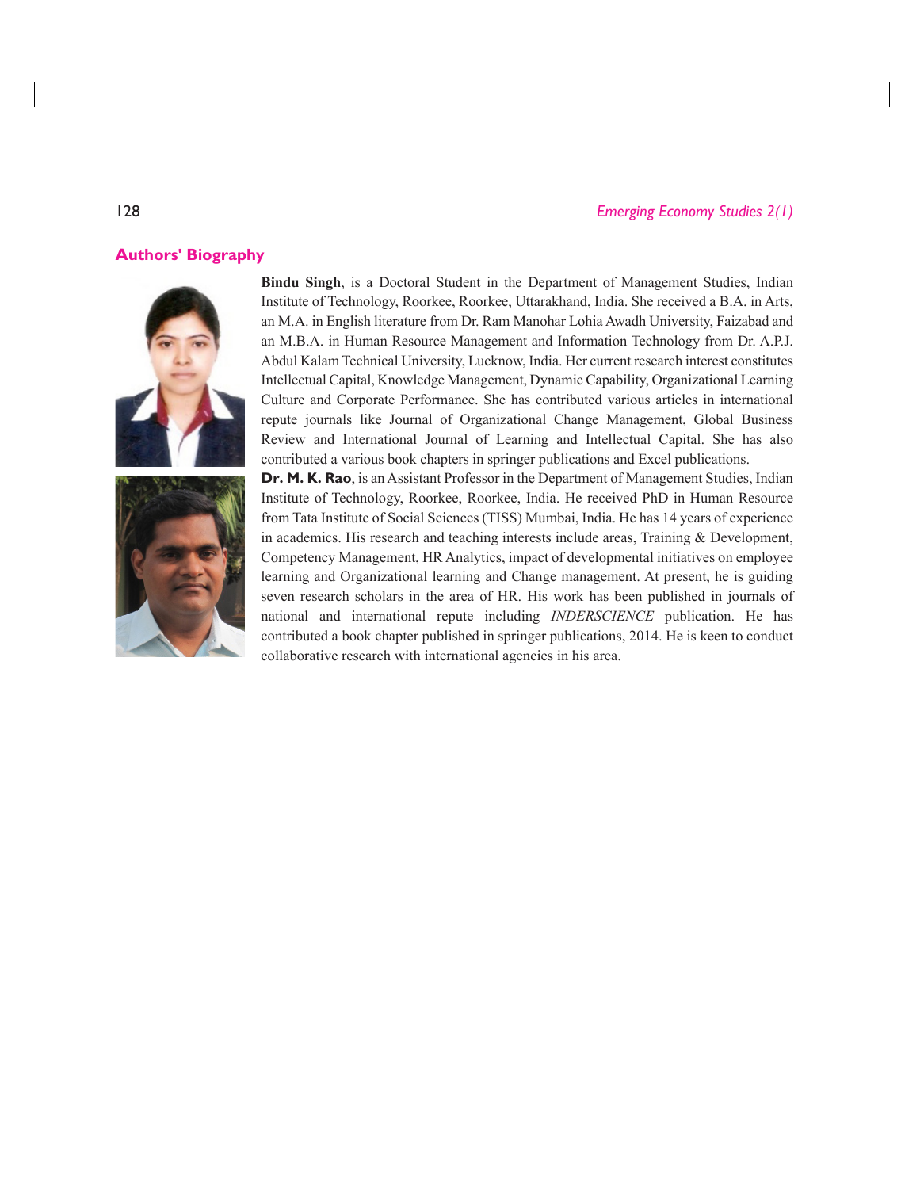## Authors' Biography

**Bindu Singh**, is a Doctoral Student in the Department of Management Studies, Indian Institute of Technology, Roorkee, Roorkee, Uttarakhand, India. She received a B.A. in Arts, an M.A. in English literature from Dr. Ram Manohar Lohia Awadh University, Faizabad and an M.B.A. in Human Resource Management and Information Technology from Dr. A.P.J. Abdul Kalam Technical University, Lucknow, India. Her current research interest constitutes Intellectual Capital, Knowledge Management, Dynamic Capability, Organizational Learning Culture and Corporate Performance. She has contributed various articles in international repute journals like Journal of Organizational Change Management, Global Business Review and International Journal of Learning and Intellectual Capital. She has also contributed a various book chapters in springer publications and Excel publications.

**Dr. M. K. Rao**, is an Assistant Professor in the Department of Management Studies, Indian Institute of Technology, Roorkee, Roorkee, India. He received PhD in Human Resource from Tata Institute of Social Sciences (TISS) Mumbai, India. He has 14 years of experience in academics. His research and teaching interests include areas, Training & Development, Competency Management, HR Analytics, impact of developmental initiatives on employee learning and Organizational learning and Change management. At present, he is guiding seven research scholars in the area of HR. His work has been published in journals of national and international repute including *INDERSCIENCE* publication. He has contributed a book chapter published in springer publications, 2014. He is keen to conduct collaborative research with international agencies in his area.